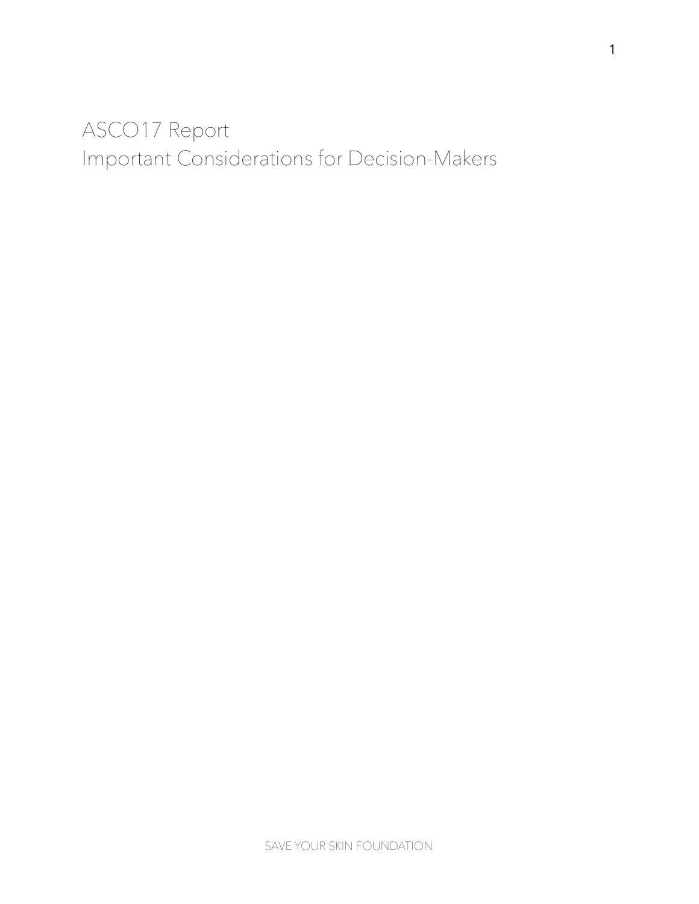# ASCO17 Report
# Important Considerations for Decision-Makers

SAVE YOUR SKIN FOUNDATION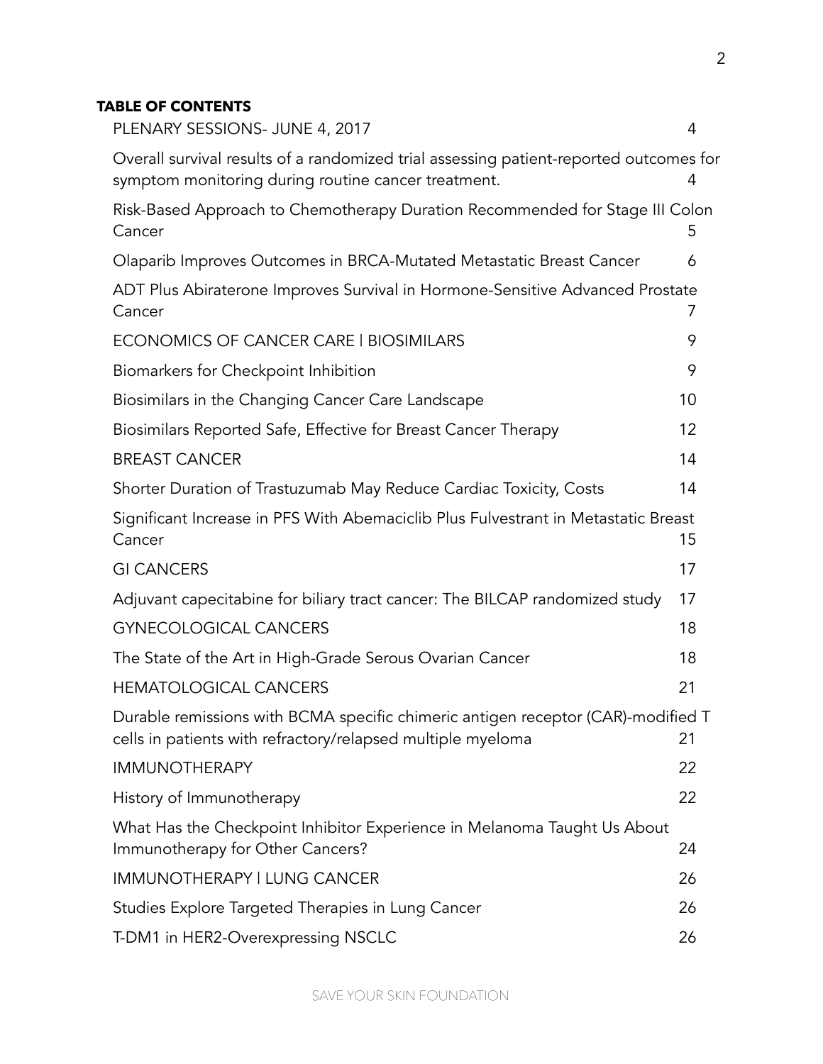**TABLE OF CONTENTS**

| | |
|---|---|
| PLENARY SESSIONS- JUNE 4, 2017 | 4 |
| Overall survival results of a randomized trial assessing patient-reported outcomes for symptom monitoring during routine cancer treatment. | 4 |
| Risk-Based Approach to Chemotherapy Duration Recommended for Stage III Colon Cancer | 5 |
| Olaparib Improves Outcomes in BRCA-Mutated Metastatic Breast Cancer | 6 |
| ADT Plus Abiraterone Improves Survival in Hormone-Sensitive Advanced Prostate Cancer | 7 |
| ECONOMICS OF CANCER CARE I BIOSIMILARS | 9 |
| Biomarkers for Checkpoint Inhibition | 9 |
| Biosimilars in the Changing Cancer Care Landscape | 10 |
| Biosimilars Reported Safe, Effective for Breast Cancer Therapy | 12 |
| BREAST CANCER | 14 |
| Shorter Duration of Trastuzumab May Reduce Cardiac Toxicity, Costs | 14 |
| Significant Increase in PFS With Abemaciclib Plus Fulvestrant in Metastatic Breast Cancer | 15 |
| GI CANCERS | 17 |
| Adjuvant capecitabine for biliary tract cancer: The BILCAP randomized study | 17 |
| GYNECOLOGICAL CANCERS | 18 |
| The State of the Art in High-Grade Serous Ovarian Cancer | 18 |
| HEMATOLOGICAL CANCERS | 21 |
| Durable remissions with BCMA specific chimeric antigen receptor (CAR)-modified T cells in patients with refractory/relapsed multiple myeloma | 21 |
| IMMUNOTHERAPY | 22 |
| History of Immunotherapy | 22 |
| What Has the Checkpoint Inhibitor Experience in Melanoma Taught Us About Immunotherapy for Other Cancers? | 24 |
| IMMUNOTHERAPY I LUNG CANCER | 26 |
| Studies Explore Targeted Therapies in Lung Cancer | 26 |
| T-DM1 in HER2-Overexpressing NSCLC | 26 |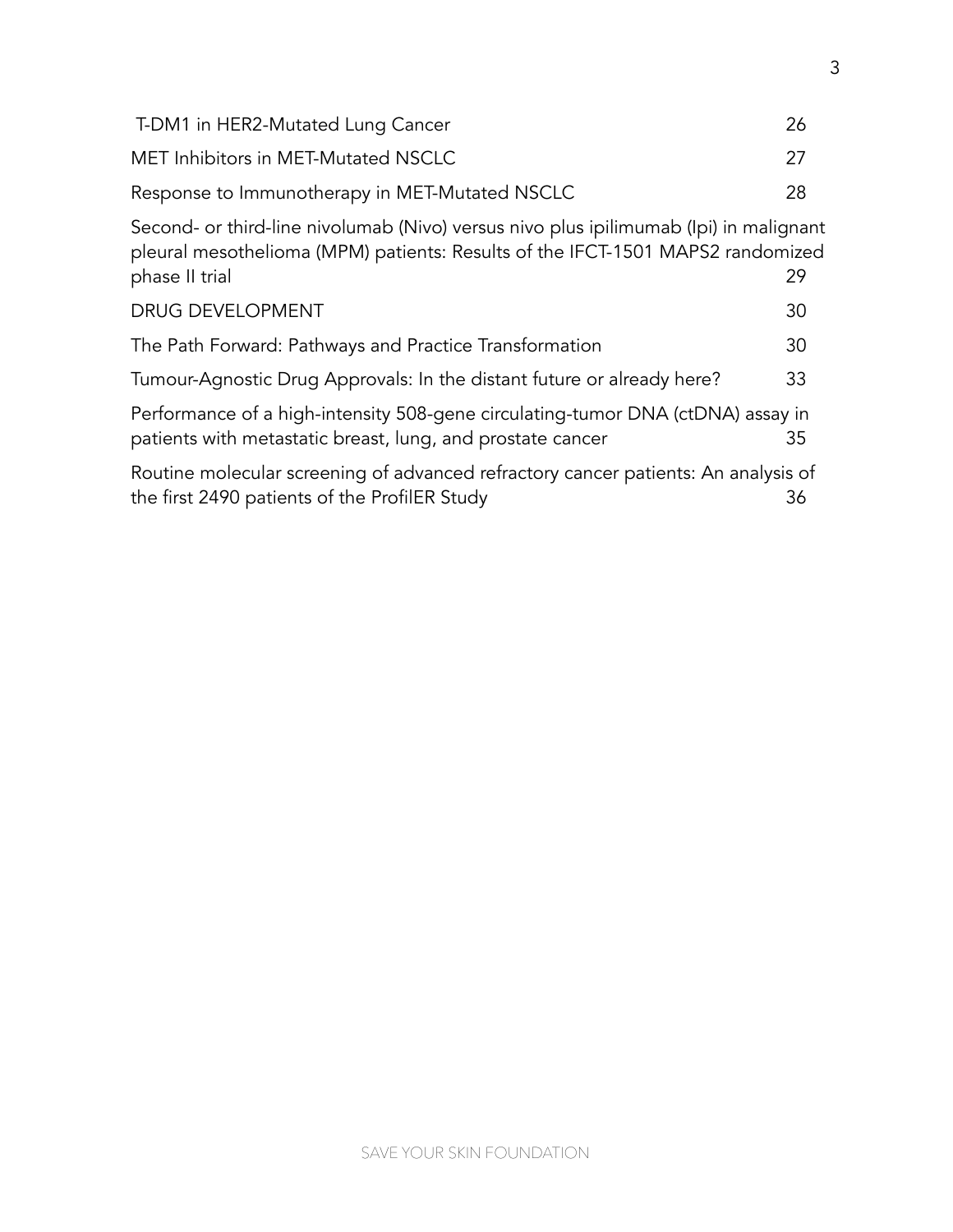| | |
|---|---|
| T-DM1 in HER2-Mutated Lung Cancer | 26 |
| MET Inhibitors in MET-Mutated NSCLC | 27 |
| Response to Immunotherapy in MET-Mutated NSCLC | 28 |
| Second- or third-line nivolumab (Nivo) versus nivo plus ipilimumab (Ipi) in malignant pleural mesothelioma (MPM) patients: Results of the IFCT-1501 MAPS2 randomized phase II trial | 29 |
| DRUG DEVELOPMENT | 30 |
| The Path Forward: Pathways and Practice Transformation | 30 |
| Tumour-Agnostic Drug Approvals: In the distant future or already here? | 33 |
| Performance of a high-intensity 508-gene circulating-tumor DNA (ctDNA) assay in patients with metastatic breast, lung, and prostate cancer | 35 |
| Routine molecular screening of advanced refractory cancer patients: An analysis of the first 2490 patients of the ProfilER Study | 36 |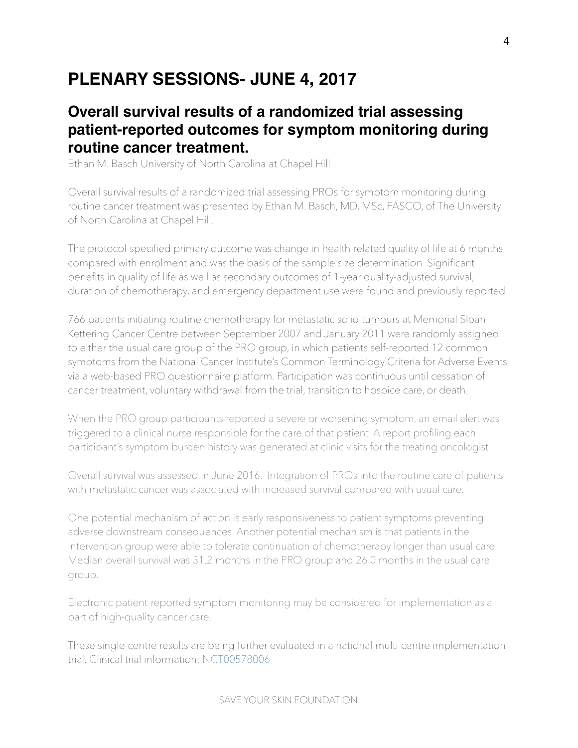# PLENARY SESSIONS- JUNE 4, 2017

## Overall survival results of a randomized trial assessing patient-reported outcomes for symptom monitoring during routine cancer treatment.

Ethan M. Basch University of North Carolina at Chapel Hill

Overall survival results of a randomized trial assessing PROs for symptom monitoring during routine cancer treatment was presented by Ethan M. Basch, MD, MSc, FASCO, of The University of North Carolina at Chapel Hill.

The protocol-specified primary outcome was change in health-related quality of life at 6 months compared with enrolment and was the basis of the sample size determination. Significant benefits in quality of life as well as secondary outcomes of 1-year quality-adjusted survival, duration of chemotherapy, and emergency department use were found and previously reported.

766 patients initiating routine chemotherapy for metastatic solid tumours at Memorial Sloan Kettering Cancer Centre between September 2007 and January 2011 were randomly assigned to either the usual care group of the PRO group, in which patients self-reported 12 common symptoms from the National Cancer Institute's Common Terminology Criteria for Adverse Events via a web-based PRO questionnaire platform. Participation was continuous until cessation of cancer treatment, voluntary withdrawal from the trial, transition to hospice care, or death.

When the PRO group participants reported a severe or worsening symptom, an email alert was triggered to a clinical nurse responsible for the care of that patient. A report profiling each participant's symptom burden history was generated at clinic visits for the treating oncologist.

Overall survival was assessed in June 2016. Integration of PROs into the routine care of patients with metastatic cancer was associated with increased survival compared with usual care.

One potential mechanism of action is early responsiveness to patient symptoms preventing adverse downstream consequences. Another potential mechanism is that patients in the intervention group were able to tolerate continuation of chemotherapy longer than usual care. Median overall survival was 31.2 months in the PRO group and 26.0 months in the usual care group.

Electronic patient-reported symptom monitoring may be considered for implementation as a part of high-quality cancer care.

These single-centre results are being further evaluated in a national multi-centre implementation trial. Clinical trial information: NCT00578006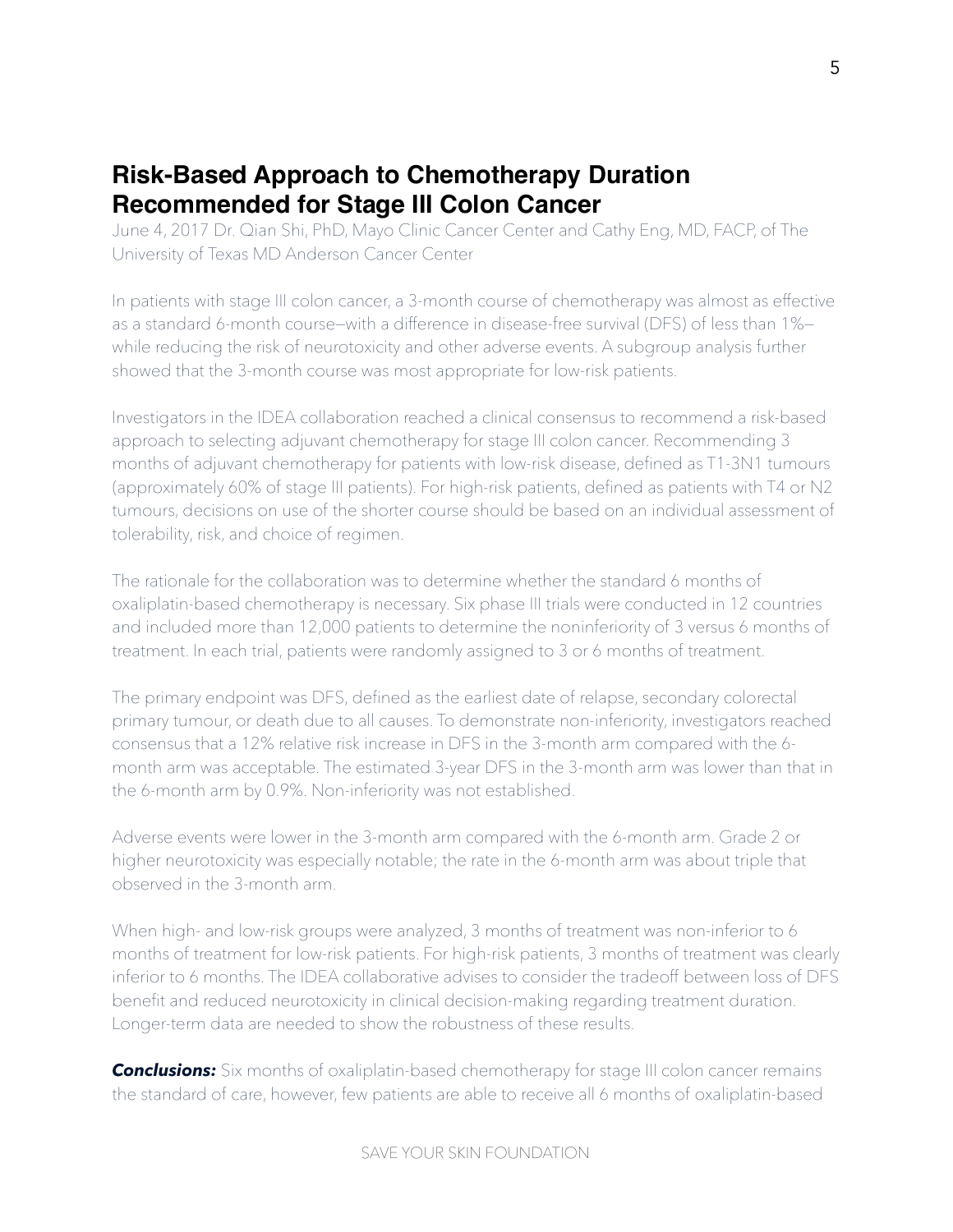## Risk-Based Approach to Chemotherapy Duration Recommended for Stage III Colon Cancer

June 4, 2017 Dr. Qian Shi, PhD, Mayo Clinic Cancer Center and Cathy Eng, MD, FACP, of The University of Texas MD Anderson Cancer Center

In patients with stage III colon cancer, a 3-month course of chemotherapy was almost as effective as a standard 6-month course—with a difference in disease-free survival (DFS) of less than 1%—while reducing the risk of neurotoxicity and other adverse events. A subgroup analysis further showed that the 3-month course was most appropriate for low-risk patients.

Investigators in the IDEA collaboration reached a clinical consensus to recommend a risk-based approach to selecting adjuvant chemotherapy for stage III colon cancer. Recommending 3 months of adjuvant chemotherapy for patients with low-risk disease, defined as T1-3N1 tumours (approximately 60% of stage III patients). For high-risk patients, defined as patients with T4 or N2 tumours, decisions on use of the shorter course should be based on an individual assessment of tolerability, risk, and choice of regimen.

The rationale for the collaboration was to determine whether the standard 6 months of oxaliplatin-based chemotherapy is necessary. Six phase III trials were conducted in 12 countries and included more than 12,000 patients to determine the noninferiority of 3 versus 6 months of treatment. In each trial, patients were randomly assigned to 3 or 6 months of treatment.

The primary endpoint was DFS, defined as the earliest date of relapse, secondary colorectal primary tumour, or death due to all causes. To demonstrate non-inferiority, investigators reached consensus that a 12% relative risk increase in DFS in the 3-month arm compared with the 6-month arm was acceptable. The estimated 3-year DFS in the 3-month arm was lower than that in the 6-month arm by 0.9%. Non-inferiority was not established.

Adverse events were lower in the 3-month arm compared with the 6-month arm. Grade 2 or higher neurotoxicity was especially notable; the rate in the 6-month arm was about triple that observed in the 3-month arm.

When high- and low-risk groups were analyzed, 3 months of treatment was non-inferior to 6 months of treatment for low-risk patients. For high-risk patients, 3 months of treatment was clearly inferior to 6 months. The IDEA collaborative advises to consider the tradeoff between loss of DFS benefit and reduced neurotoxicity in clinical decision-making regarding treatment duration. Longer-term data are needed to show the robustness of these results.

***Conclusions:*** Six months of oxaliplatin-based chemotherapy for stage III colon cancer remains the standard of care, however, few patients are able to receive all 6 months of oxaliplatin-based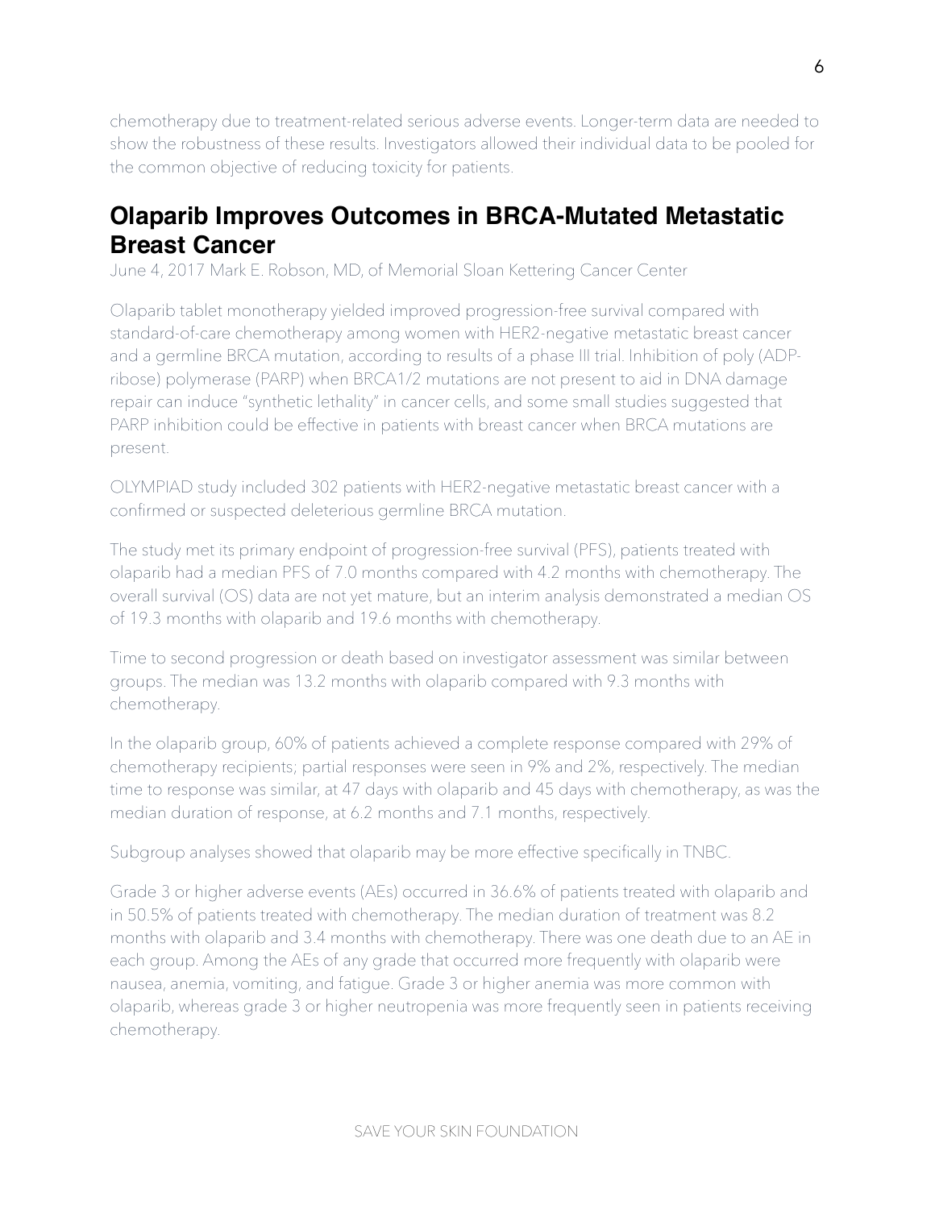chemotherapy due to treatment-related serious adverse events. Longer-term data are needed to show the robustness of these results. Investigators allowed their individual data to be pooled for the common objective of reducing toxicity for patients.

## Olaparib Improves Outcomes in BRCA-Mutated Metastatic Breast Cancer

June 4, 2017 Mark E. Robson, MD, of Memorial Sloan Kettering Cancer Center

Olaparib tablet monotherapy yielded improved progression-free survival compared with standard-of-care chemotherapy among women with HER2-negative metastatic breast cancer and a germline BRCA mutation, according to results of a phase III trial. Inhibition of poly (ADP-ribose) polymerase (PARP) when BRCA1/2 mutations are not present to aid in DNA damage repair can induce "synthetic lethality" in cancer cells, and some small studies suggested that PARP inhibition could be effective in patients with breast cancer when BRCA mutations are present.

OLYMPIAD study included 302 patients with HER2-negative metastatic breast cancer with a confirmed or suspected deleterious germline BRCA mutation.

The study met its primary endpoint of progression-free survival (PFS), patients treated with olaparib had a median PFS of 7.0 months compared with 4.2 months with chemotherapy. The overall survival (OS) data are not yet mature, but an interim analysis demonstrated a median OS of 19.3 months with olaparib and 19.6 months with chemotherapy.

Time to second progression or death based on investigator assessment was similar between groups. The median was 13.2 months with olaparib compared with 9.3 months with chemotherapy.

In the olaparib group, 60% of patients achieved a complete response compared with 29% of chemotherapy recipients; partial responses were seen in 9% and 2%, respectively. The median time to response was similar, at 47 days with olaparib and 45 days with chemotherapy, as was the median duration of response, at 6.2 months and 7.1 months, respectively.

Subgroup analyses showed that olaparib may be more effective specifically in TNBC.

Grade 3 or higher adverse events (AEs) occurred in 36.6% of patients treated with olaparib and in 50.5% of patients treated with chemotherapy. The median duration of treatment was 8.2 months with olaparib and 3.4 months with chemotherapy. There was one death due to an AE in each group. Among the AEs of any grade that occurred more frequently with olaparib were nausea, anemia, vomiting, and fatigue. Grade 3 or higher anemia was more common with olaparib, whereas grade 3 or higher neutropenia was more frequently seen in patients receiving chemotherapy.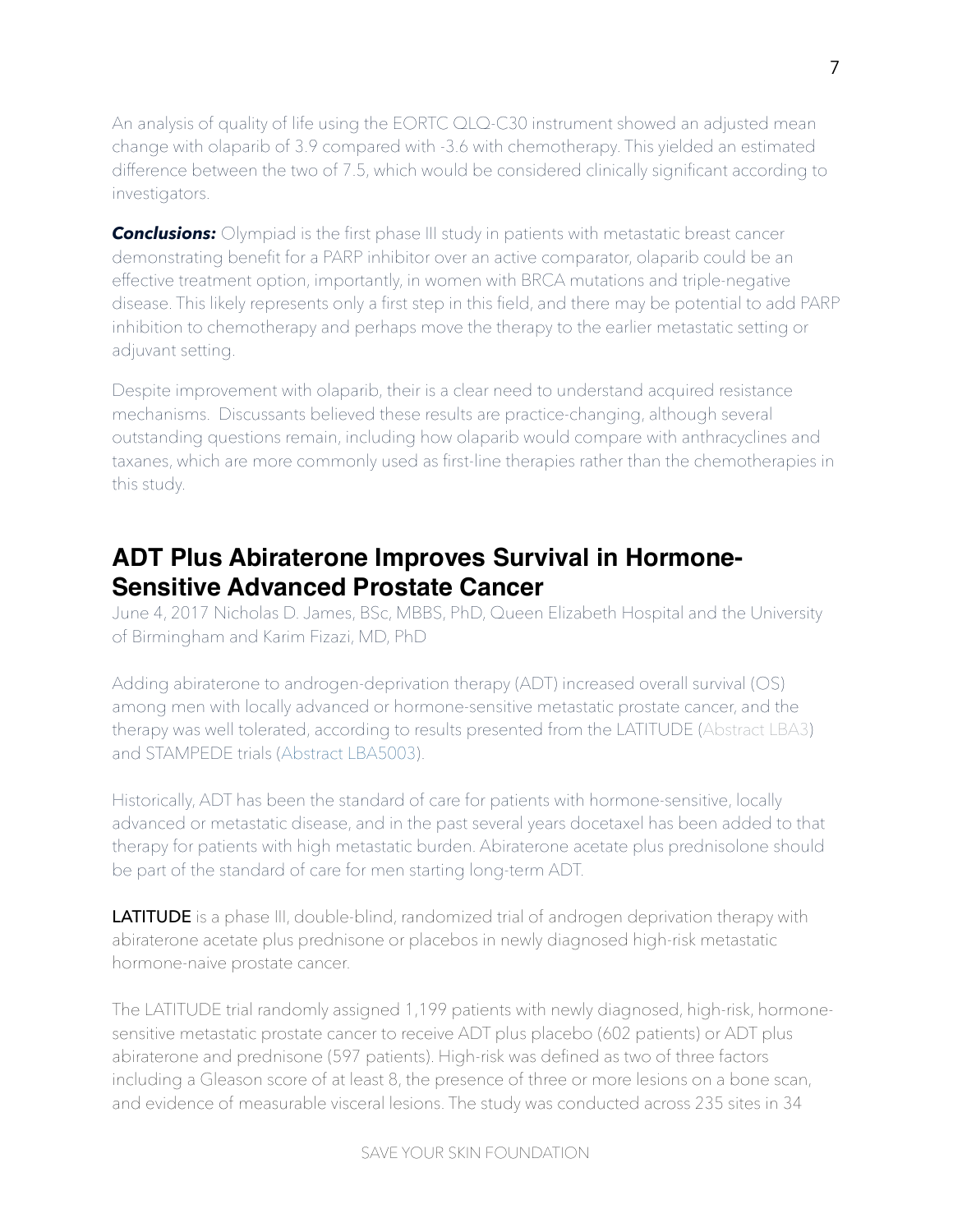An analysis of quality of life using the EORTC QLQ-C30 instrument showed an adjusted mean change with olaparib of 3.9 compared with -3.6 with chemotherapy. This yielded an estimated difference between the two of 7.5, which would be considered clinically significant according to investigators.

***Conclusions:*** Olympiad is the first phase III study in patients with metastatic breast cancer demonstrating benefit for a PARP inhibitor over an active comparator, olaparib could be an effective treatment option, importantly, in women with BRCA mutations and triple-negative disease. This likely represents only a first step in this field, and there may be potential to add PARP inhibition to chemotherapy and perhaps move the therapy to the earlier metastatic setting or adjuvant setting.

Despite improvement with olaparib, their is a clear need to understand acquired resistance mechanisms. Discussants believed these results are practice-changing, although several outstanding questions remain, including how olaparib would compare with anthracyclines and taxanes, which are more commonly used as first-line therapies rather than the chemotherapies in this study.

## ADT Plus Abiraterone Improves Survival in Hormone-Sensitive Advanced Prostate Cancer

June 4, 2017 Nicholas D. James, BSc, MBBS, PhD, Queen Elizabeth Hospital and the University of Birmingham and Karim Fizazi, MD, PhD

Adding abiraterone to androgen-deprivation therapy (ADT) increased overall survival (OS) among men with locally advanced or hormone-sensitive metastatic prostate cancer, and the therapy was well tolerated, according to results presented from the LATITUDE (Abstract LBA3) and STAMPEDE trials (Abstract LBA5003).

Historically, ADT has been the standard of care for patients with hormone-sensitive, locally advanced or metastatic disease, and in the past several years docetaxel has been added to that therapy for patients with high metastatic burden. Abiraterone acetate plus prednisolone should be part of the standard of care for men starting long-term ADT.

LATITUDE is a phase III, double-blind, randomized trial of androgen deprivation therapy with abiraterone acetate plus prednisone or placebos in newly diagnosed high-risk metastatic hormone-naive prostate cancer.

The LATITUDE trial randomly assigned 1,199 patients with newly diagnosed, high-risk, hormone-sensitive metastatic prostate cancer to receive ADT plus placebo (602 patients) or ADT plus abiraterone and prednisone (597 patients). High-risk was defined as two of three factors including a Gleason score of at least 8, the presence of three or more lesions on a bone scan, and evidence of measurable visceral lesions. The study was conducted across 235 sites in 34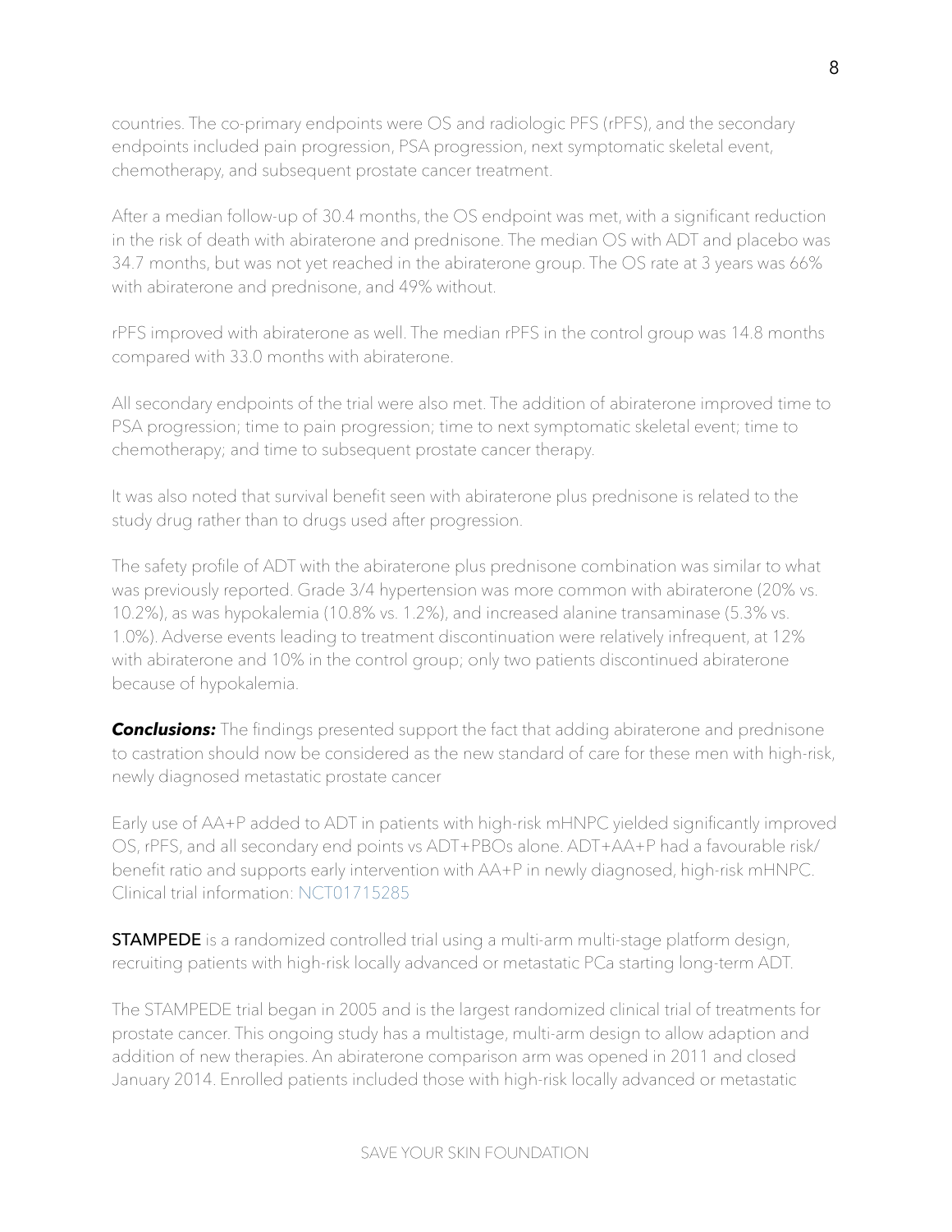countries. The co-primary endpoints were OS and radiologic PFS (rPFS), and the secondary endpoints included pain progression, PSA progression, next symptomatic skeletal event, chemotherapy, and subsequent prostate cancer treatment.

After a median follow-up of 30.4 months, the OS endpoint was met, with a significant reduction in the risk of death with abiraterone and prednisone. The median OS with ADT and placebo was 34.7 months, but was not yet reached in the abiraterone group. The OS rate at 3 years was 66% with abiraterone and prednisone, and 49% without.

rPFS improved with abiraterone as well. The median rPFS in the control group was 14.8 months compared with 33.0 months with abiraterone.

All secondary endpoints of the trial were also met. The addition of abiraterone improved time to PSA progression; time to pain progression; time to next symptomatic skeletal event; time to chemotherapy; and time to subsequent prostate cancer therapy.

It was also noted that survival benefit seen with abiraterone plus prednisone is related to the study drug rather than to drugs used after progression.

The safety profile of ADT with the abiraterone plus prednisone combination was similar to what was previously reported. Grade 3/4 hypertension was more common with abiraterone (20% vs. 10.2%), as was hypokalemia (10.8% vs. 1.2%), and increased alanine transaminase (5.3% vs. 1.0%). Adverse events leading to treatment discontinuation were relatively infrequent, at 12% with abiraterone and 10% in the control group; only two patients discontinued abiraterone because of hypokalemia.

***Conclusions:*** The findings presented support the fact that adding abiraterone and prednisone to castration should now be considered as the new standard of care for these men with high-risk, newly diagnosed metastatic prostate cancer

Early use of AA+P added to ADT in patients with high-risk mHNPC yielded significantly improved OS, rPFS, and all secondary end points vs ADT+PBOs alone. ADT+AA+P had a favourable risk/benefit ratio and supports early intervention with AA+P in newly diagnosed, high-risk mHNPC. Clinical trial information: NCT01715285

**STAMPEDE** is a randomized controlled trial using a multi-arm multi-stage platform design, recruiting patients with high-risk locally advanced or metastatic PCa starting long-term ADT.

The STAMPEDE trial began in 2005 and is the largest randomized clinical trial of treatments for prostate cancer. This ongoing study has a multistage, multi-arm design to allow adaption and addition of new therapies. An abiraterone comparison arm was opened in 2011 and closed January 2014. Enrolled patients included those with high-risk locally advanced or metastatic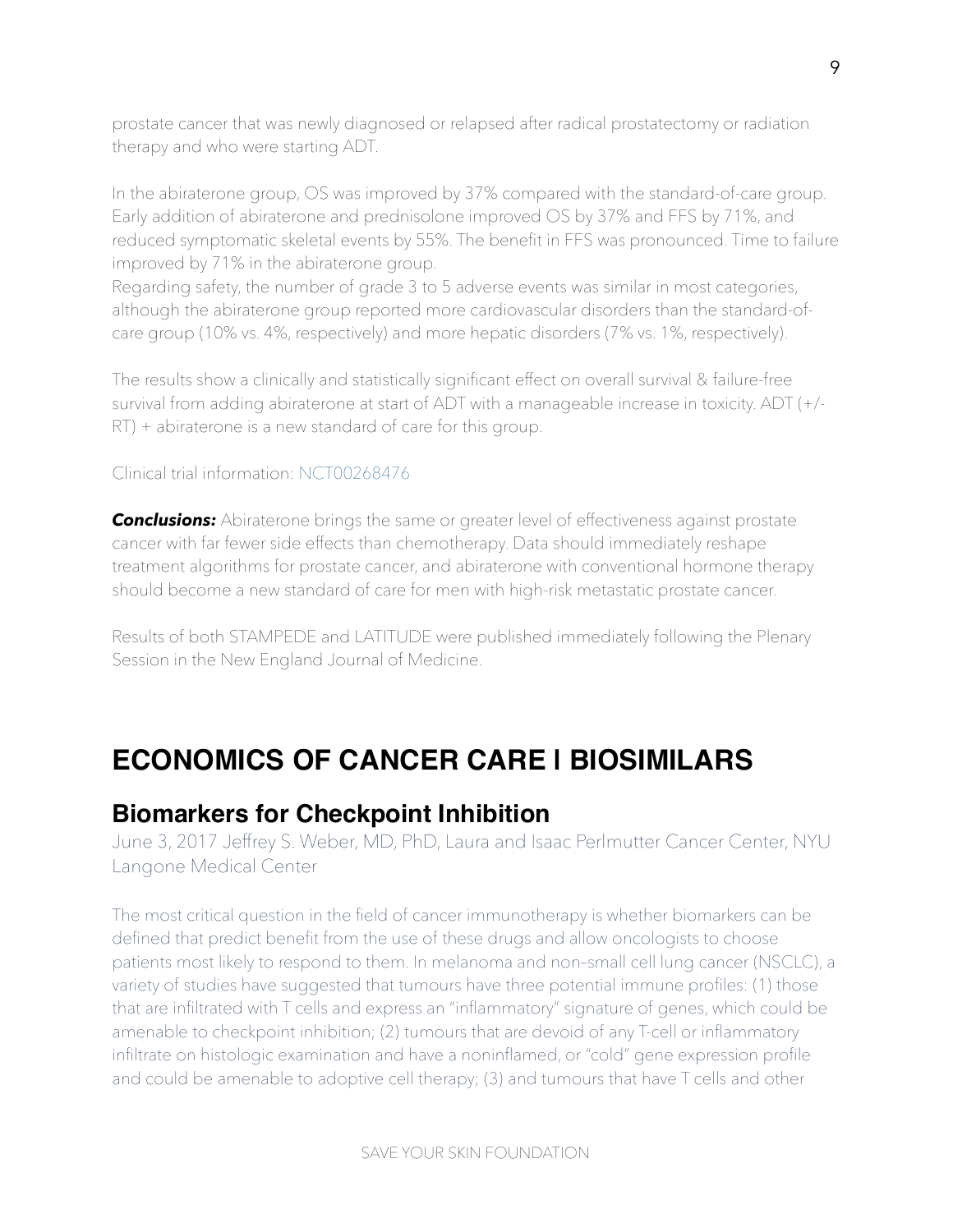prostate cancer that was newly diagnosed or relapsed after radical prostatectomy or radiation therapy and who were starting ADT.

In the abiraterone group, OS was improved by 37% compared with the standard-of-care group. Early addition of abiraterone and prednisolone improved OS by 37% and FFS by 71%, and reduced symptomatic skeletal events by 55%. The benefit in FFS was pronounced. Time to failure improved by 71% in the abiraterone group.

Regarding safety, the number of grade 3 to 5 adverse events was similar in most categories, although the abiraterone group reported more cardiovascular disorders than the standard-of-care group (10% vs. 4%, respectively) and more hepatic disorders (7% vs. 1%, respectively).

The results show a clinically and statistically significant effect on overall survival & failure-free survival from adding abiraterone at start of ADT with a manageable increase in toxicity. ADT (+/- RT) + abiraterone is a new standard of care for this group.

Clinical trial information: NCT00268476

***Conclusions:*** Abiraterone brings the same or greater level of effectiveness against prostate cancer with far fewer side effects than chemotherapy. Data should immediately reshape treatment algorithms for prostate cancer, and abiraterone with conventional hormone therapy should become a new standard of care for men with high-risk metastatic prostate cancer.

Results of both STAMPEDE and LATITUDE were published immediately following the Plenary Session in the New England Journal of Medicine.

# ECONOMICS OF CANCER CARE | BIOSIMILARS

## Biomarkers for Checkpoint Inhibition

June 3, 2017 Jeffrey S. Weber, MD, PhD, Laura and Isaac Perlmutter Cancer Center, NYU Langone Medical Center

The most critical question in the field of cancer immunotherapy is whether biomarkers can be defined that predict benefit from the use of these drugs and allow oncologists to choose patients most likely to respond to them. In melanoma and non–small cell lung cancer (NSCLC), a variety of studies have suggested that tumours have three potential immune profiles: (1) those that are infiltrated with T cells and express an "inflammatory" signature of genes, which could be amenable to checkpoint inhibition; (2) tumours that are devoid of any T-cell or inflammatory infiltrate on histologic examination and have a noninflamed, or "cold" gene expression profile and could be amenable to adoptive cell therapy; (3) and tumours that have T cells and other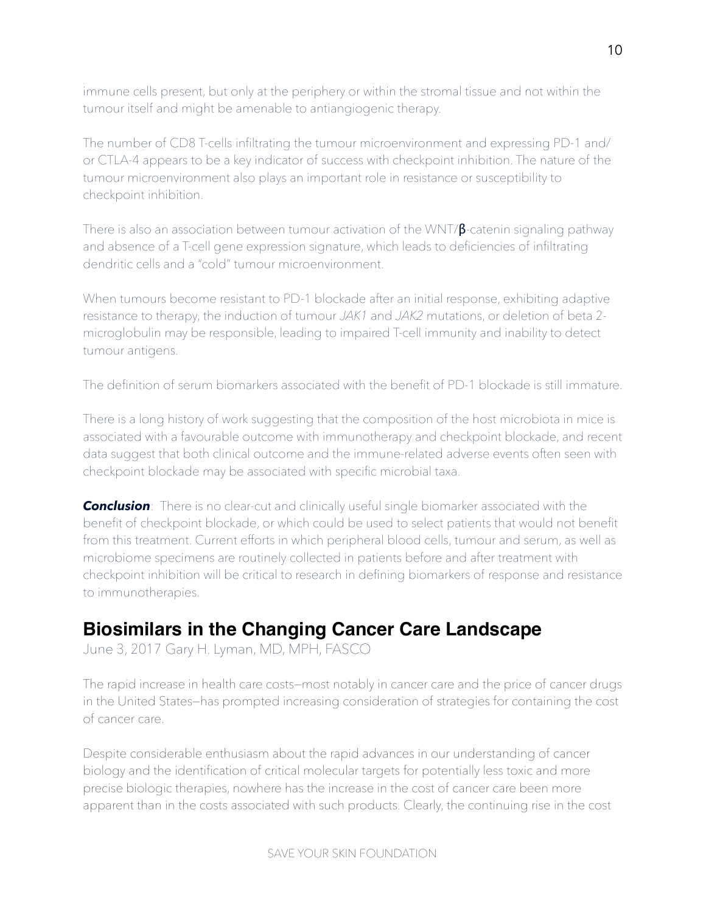immune cells present, but only at the periphery or within the stromal tissue and not within the tumour itself and might be amenable to antiangiogenic therapy.

The number of CD8 T-cells infiltrating the tumour microenvironment and expressing PD-1 and/or CTLA-4 appears to be a key indicator of success with checkpoint inhibition. The nature of the tumour microenvironment also plays an important role in resistance or susceptibility to checkpoint inhibition.

There is also an association between tumour activation of the WNT/β-catenin signaling pathway and absence of a T-cell gene expression signature, which leads to deficiencies of infiltrating dendritic cells and a "cold" tumour microenvironment.

When tumours become resistant to PD-1 blockade after an initial response, exhibiting adaptive resistance to therapy, the induction of tumour *JAK1* and *JAK2* mutations, or deletion of beta 2-microglobulin may be responsible, leading to impaired T-cell immunity and inability to detect tumour antigens.

The definition of serum biomarkers associated with the benefit of PD-1 blockade is still immature.

There is a long history of work suggesting that the composition of the host microbiota in mice is associated with a favourable outcome with immunotherapy and checkpoint blockade, and recent data suggest that both clinical outcome and the immune-related adverse events often seen with checkpoint blockade may be associated with specific microbial taxa.

***Conclusion***: There is no clear-cut and clinically useful single biomarker associated with the benefit of checkpoint blockade, or which could be used to select patients that would not benefit from this treatment. Current efforts in which peripheral blood cells, tumour and serum, as well as microbiome specimens are routinely collected in patients before and after treatment with checkpoint inhibition will be critical to research in defining biomarkers of response and resistance to immunotherapies.

## Biosimilars in the Changing Cancer Care Landscape

June 3, 2017 Gary H. Lyman, MD, MPH, FASCO

The rapid increase in health care costs—most notably in cancer care and the price of cancer drugs in the United States—has prompted increasing consideration of strategies for containing the cost of cancer care.

Despite considerable enthusiasm about the rapid advances in our understanding of cancer biology and the identification of critical molecular targets for potentially less toxic and more precise biologic therapies, nowhere has the increase in the cost of cancer care been more apparent than in the costs associated with such products. Clearly, the continuing rise in the cost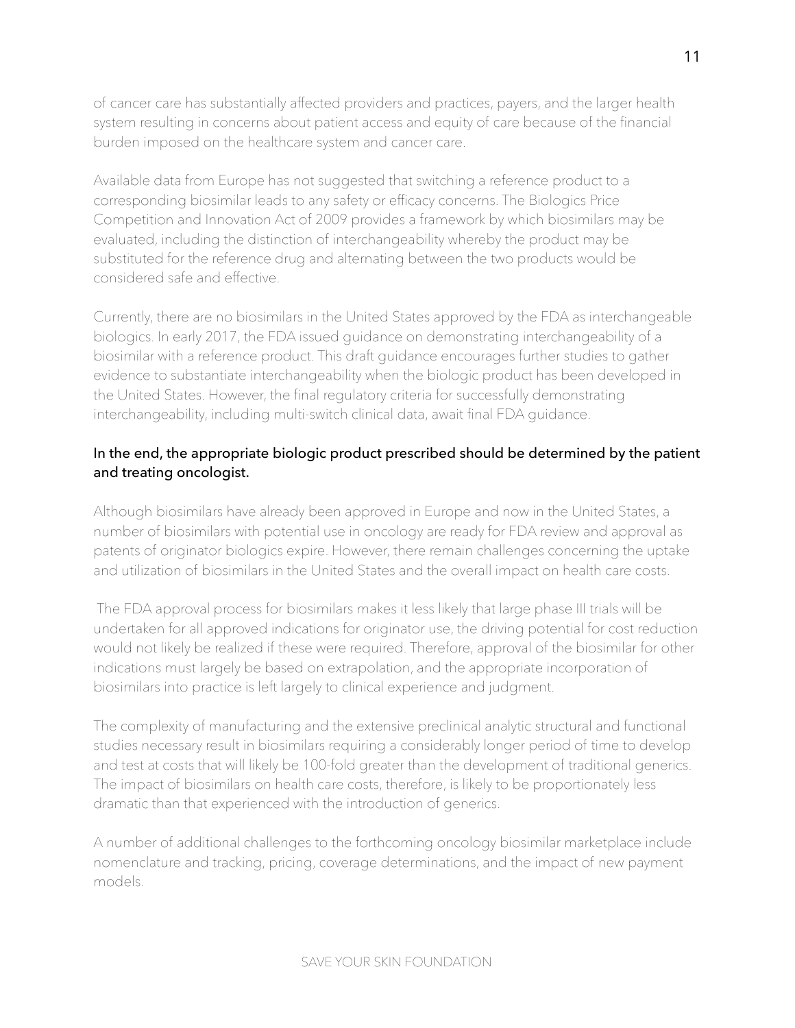of cancer care has substantially affected providers and practices, payers, and the larger health system resulting in concerns about patient access and equity of care because of the financial burden imposed on the healthcare system and cancer care.

Available data from Europe has not suggested that switching a reference product to a corresponding biosimilar leads to any safety or efficacy concerns. The Biologics Price Competition and Innovation Act of 2009 provides a framework by which biosimilars may be evaluated, including the distinction of interchangeability whereby the product may be substituted for the reference drug and alternating between the two products would be considered safe and effective.

Currently, there are no biosimilars in the United States approved by the FDA as interchangeable biologics. In early 2017, the FDA issued guidance on demonstrating interchangeability of a biosimilar with a reference product. This draft guidance encourages further studies to gather evidence to substantiate interchangeability when the biologic product has been developed in the United States. However, the final regulatory criteria for successfully demonstrating interchangeability, including multi-switch clinical data, await final FDA guidance.

**In the end, the appropriate biologic product prescribed should be determined by the patient and treating oncologist.**

Although biosimilars have already been approved in Europe and now in the United States, a number of biosimilars with potential use in oncology are ready for FDA review and approval as patents of originator biologics expire. However, there remain challenges concerning the uptake and utilization of biosimilars in the United States and the overall impact on health care costs.

The FDA approval process for biosimilars makes it less likely that large phase III trials will be undertaken for all approved indications for originator use, the driving potential for cost reduction would not likely be realized if these were required. Therefore, approval of the biosimilar for other indications must largely be based on extrapolation, and the appropriate incorporation of biosimilars into practice is left largely to clinical experience and judgment.

The complexity of manufacturing and the extensive preclinical analytic structural and functional studies necessary result in biosimilars requiring a considerably longer period of time to develop and test at costs that will likely be 100-fold greater than the development of traditional generics. The impact of biosimilars on health care costs, therefore, is likely to be proportionately less dramatic than that experienced with the introduction of generics.

A number of additional challenges to the forthcoming oncology biosimilar marketplace include nomenclature and tracking, pricing, coverage determinations, and the impact of new payment models.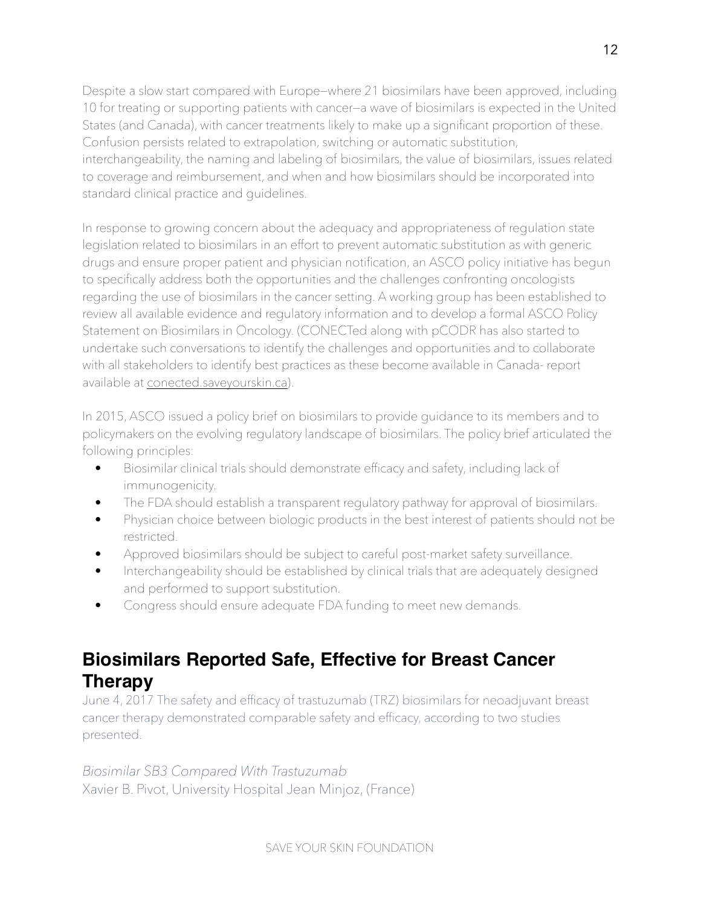Despite a slow start compared with Europe—where 21 biosimilars have been approved, including 10 for treating or supporting patients with cancer—a wave of biosimilars is expected in the United States (and Canada), with cancer treatments likely to make up a significant proportion of these. Confusion persists related to extrapolation, switching or automatic substitution, interchangeability, the naming and labeling of biosimilars, the value of biosimilars, issues related to coverage and reimbursement, and when and how biosimilars should be incorporated into standard clinical practice and guidelines.

In response to growing concern about the adequacy and appropriateness of regulation state legislation related to biosimilars in an effort to prevent automatic substitution as with generic drugs and ensure proper patient and physician notification, an ASCO policy initiative has begun to specifically address both the opportunities and the challenges confronting oncologists regarding the use of biosimilars in the cancer setting. A working group has been established to review all available evidence and regulatory information and to develop a formal ASCO Policy Statement on Biosimilars in Oncology. (CONECTed along with pCODR has also started to undertake such conversations to identify the challenges and opportunities and to collaborate with all stakeholders to identify best practices as these become available in Canada- report available at conected.saveyourskin.ca).

In 2015, ASCO issued a policy brief on biosimilars to provide guidance to its members and to policymakers on the evolving regulatory landscape of biosimilars. The policy brief articulated the following principles:

- Biosimilar clinical trials should demonstrate efficacy and safety, including lack of immunogenicity.
- The FDA should establish a transparent regulatory pathway for approval of biosimilars.
- Physician choice between biologic products in the best interest of patients should not be restricted.
- Approved biosimilars should be subject to careful post-market safety surveillance.
- Interchangeability should be established by clinical trials that are adequately designed and performed to support substitution.
- Congress should ensure adequate FDA funding to meet new demands.

## Biosimilars Reported Safe, Effective for Breast Cancer Therapy

June 4, 2017 The safety and efficacy of trastuzumab (TRZ) biosimilars for neoadjuvant breast cancer therapy demonstrated comparable safety and efficacy, according to two studies presented.

*Biosimilar SB3 Compared With Trastuzumab*
Xavier B. Pivot, University Hospital Jean Minjoz, (France)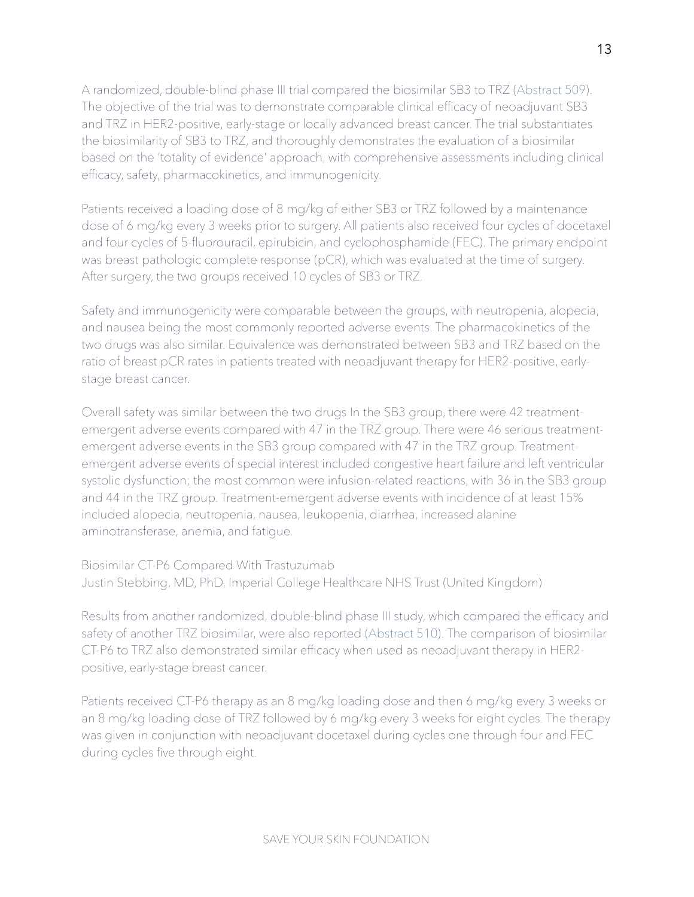A randomized, double-blind phase III trial compared the biosimilar SB3 to TRZ (Abstract 509). The objective of the trial was to demonstrate comparable clinical efficacy of neoadjuvant SB3 and TRZ in HER2-positive, early-stage or locally advanced breast cancer. The trial substantiates the biosimilarity of SB3 to TRZ, and thoroughly demonstrates the evaluation of a biosimilar based on the 'totality of evidence' approach, with comprehensive assessments including clinical efficacy, safety, pharmacokinetics, and immunogenicity.

Patients received a loading dose of 8 mg/kg of either SB3 or TRZ followed by a maintenance dose of 6 mg/kg every 3 weeks prior to surgery. All patients also received four cycles of docetaxel and four cycles of 5-fluorouracil, epirubicin, and cyclophosphamide (FEC). The primary endpoint was breast pathologic complete response (pCR), which was evaluated at the time of surgery. After surgery, the two groups received 10 cycles of SB3 or TRZ.

Safety and immunogenicity were comparable between the groups, with neutropenia, alopecia, and nausea being the most commonly reported adverse events. The pharmacokinetics of the two drugs was also similar. Equivalence was demonstrated between SB3 and TRZ based on the ratio of breast pCR rates in patients treated with neoadjuvant therapy for HER2-positive, early-stage breast cancer.

Overall safety was similar between the two drugs In the SB3 group, there were 42 treatment-emergent adverse events compared with 47 in the TRZ group. There were 46 serious treatment-emergent adverse events in the SB3 group compared with 47 in the TRZ group. Treatment-emergent adverse events of special interest included congestive heart failure and left ventricular systolic dysfunction; the most common were infusion-related reactions, with 36 in the SB3 group and 44 in the TRZ group. Treatment-emergent adverse events with incidence of at least 15% included alopecia, neutropenia, nausea, leukopenia, diarrhea, increased alanine aminotransferase, anemia, and fatigue.

Biosimilar CT-P6 Compared With Trastuzumab
Justin Stebbing, MD, PhD, Imperial College Healthcare NHS Trust (United Kingdom)

Results from another randomized, double-blind phase III study, which compared the efficacy and safety of another TRZ biosimilar, were also reported (Abstract 510). The comparison of biosimilar CT-P6 to TRZ also demonstrated similar efficacy when used as neoadjuvant therapy in HER2-positive, early-stage breast cancer.

Patients received CT-P6 therapy as an 8 mg/kg loading dose and then 6 mg/kg every 3 weeks or an 8 mg/kg loading dose of TRZ followed by 6 mg/kg every 3 weeks for eight cycles. The therapy was given in conjunction with neoadjuvant docetaxel during cycles one through four and FEC during cycles five through eight.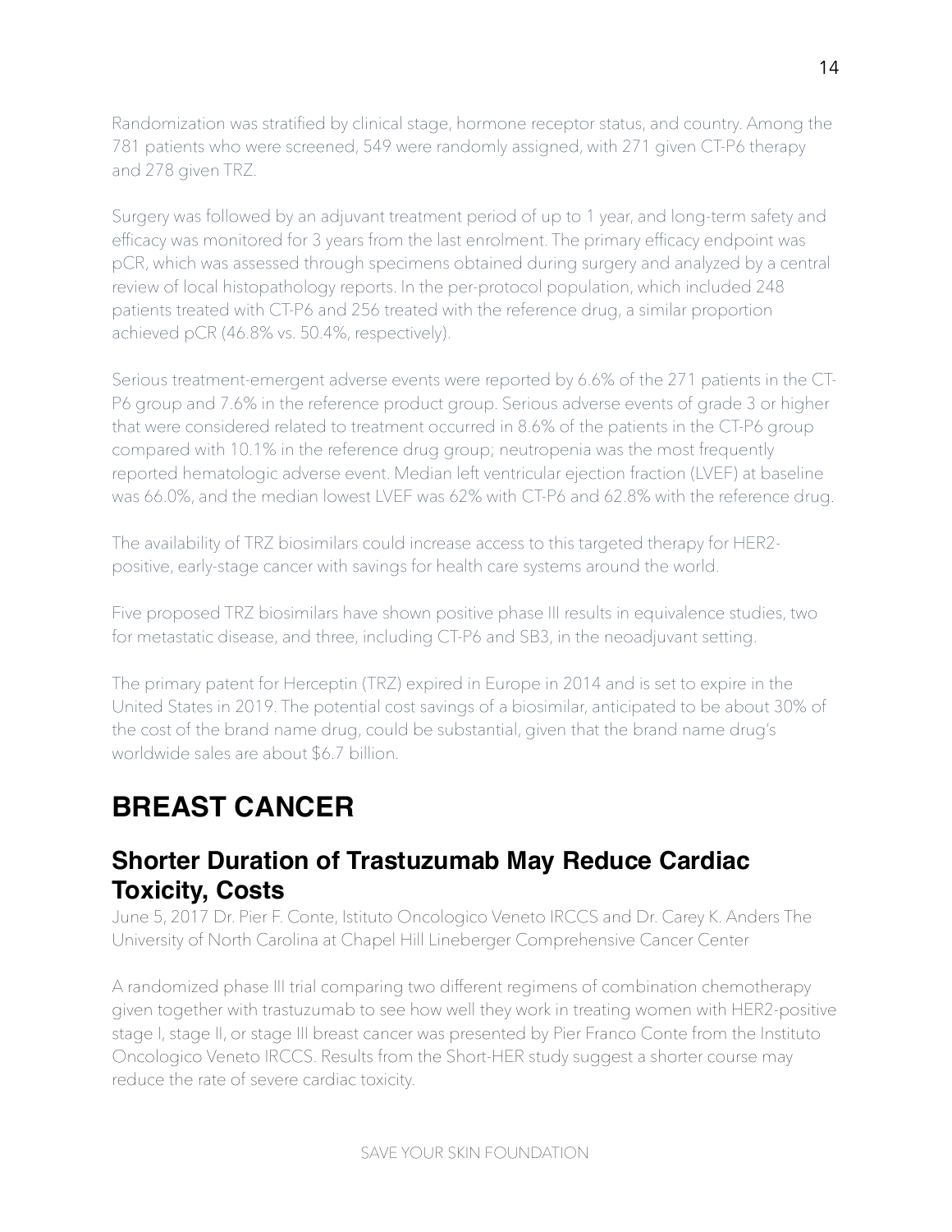Randomization was stratified by clinical stage, hormone receptor status, and country. Among the 781 patients who were screened, 549 were randomly assigned, with 271 given CT-P6 therapy and 278 given TRZ.

Surgery was followed by an adjuvant treatment period of up to 1 year, and long-term safety and efficacy was monitored for 3 years from the last enrolment. The primary efficacy endpoint was pCR, which was assessed through specimens obtained during surgery and analyzed by a central review of local histopathology reports. In the per-protocol population, which included 248 patients treated with CT-P6 and 256 treated with the reference drug, a similar proportion achieved pCR (46.8% vs. 50.4%, respectively).

Serious treatment-emergent adverse events were reported by 6.6% of the 271 patients in the CT-P6 group and 7.6% in the reference product group. Serious adverse events of grade 3 or higher that were considered related to treatment occurred in 8.6% of the patients in the CT-P6 group compared with 10.1% in the reference drug group; neutropenia was the most frequently reported hematologic adverse event. Median left ventricular ejection fraction (LVEF) at baseline was 66.0%, and the median lowest LVEF was 62% with CT-P6 and 62.8% with the reference drug.

The availability of TRZ biosimilars could increase access to this targeted therapy for HER2-positive, early-stage cancer with savings for health care systems around the world.

Five proposed TRZ biosimilars have shown positive phase III results in equivalence studies, two for metastatic disease, and three, including CT-P6 and SB3, in the neoadjuvant setting.

The primary patent for Herceptin (TRZ) expired in Europe in 2014 and is set to expire in the United States in 2019. The potential cost savings of a biosimilar, anticipated to be about 30% of the cost of the brand name drug, could be substantial, given that the brand name drug's worldwide sales are about $6.7 billion.

# BREAST CANCER

## Shorter Duration of Trastuzumab May Reduce Cardiac Toxicity, Costs

June 5, 2017 Dr. Pier F. Conte, Istituto Oncologico Veneto IRCCS and Dr. Carey K. Anders The University of North Carolina at Chapel Hill Lineberger Comprehensive Cancer Center

A randomized phase III trial comparing two different regimens of combination chemotherapy given together with trastuzumab to see how well they work in treating women with HER2-positive stage I, stage II, or stage III breast cancer was presented by Pier Franco Conte from the Instituto Oncologico Veneto IRCCS. Results from the Short-HER study suggest a shorter course may reduce the rate of severe cardiac toxicity.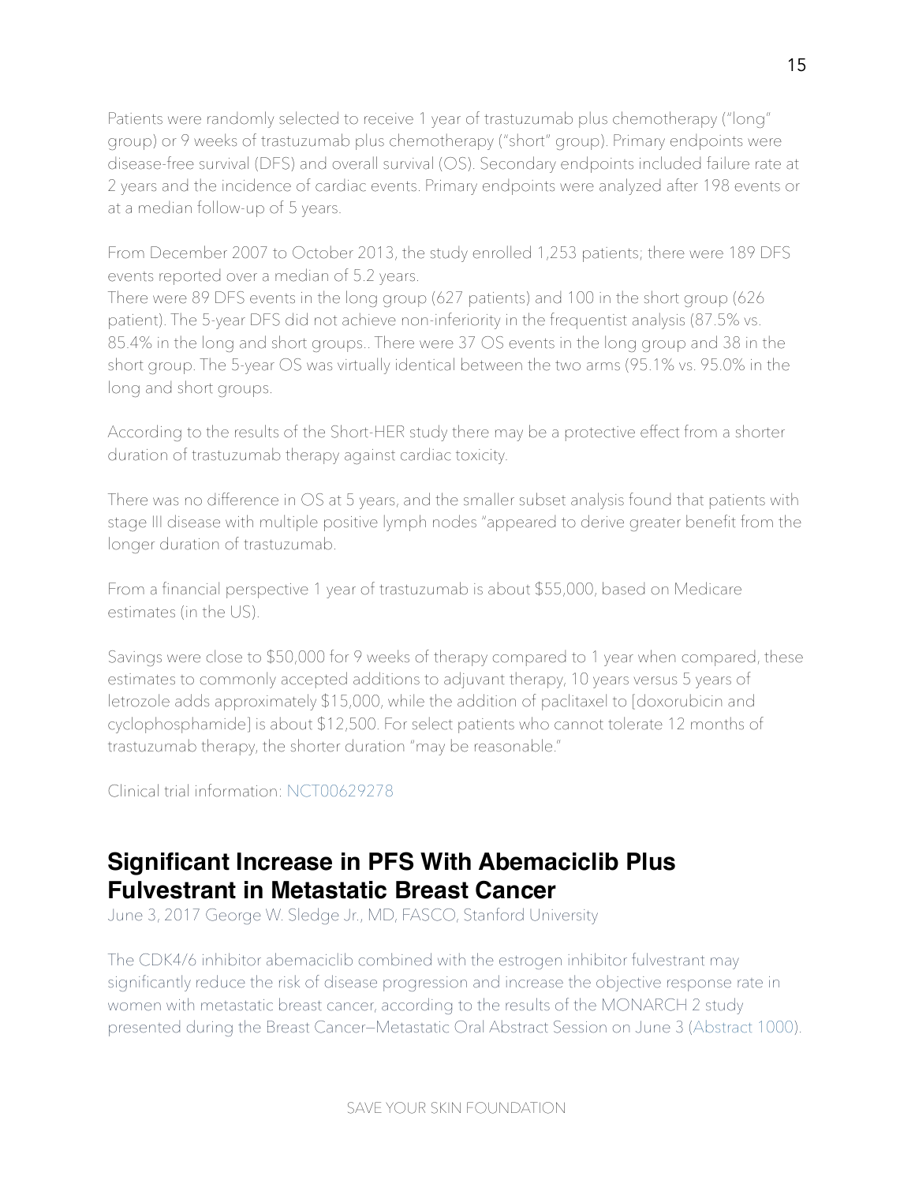Patients were randomly selected to receive 1 year of trastuzumab plus chemotherapy ("long" group) or 9 weeks of trastuzumab plus chemotherapy ("short" group). Primary endpoints were disease-free survival (DFS) and overall survival (OS). Secondary endpoints included failure rate at 2 years and the incidence of cardiac events. Primary endpoints were analyzed after 198 events or at a median follow-up of 5 years.

From December 2007 to October 2013, the study enrolled 1,253 patients; there were 189 DFS events reported over a median of 5.2 years.
There were 89 DFS events in the long group (627 patients) and 100 in the short group (626 patient). The 5-year DFS did not achieve non-inferiority in the frequentist analysis (87.5% vs. 85.4% in the long and short groups.. There were 37 OS events in the long group and 38 in the short group. The 5-year OS was virtually identical between the two arms (95.1% vs. 95.0% in the long and short groups.

According to the results of the Short-HER study there may be a protective effect from a shorter duration of trastuzumab therapy against cardiac toxicity.

There was no difference in OS at 5 years, and the smaller subset analysis found that patients with stage III disease with multiple positive lymph nodes "appeared to derive greater benefit from the longer duration of trastuzumab.

From a financial perspective 1 year of trastuzumab is about $55,000, based on Medicare estimates (in the US).

Savings were close to $50,000 for 9 weeks of therapy compared to 1 year when compared, these estimates to commonly accepted additions to adjuvant therapy, 10 years versus 5 years of letrozole adds approximately $15,000, while the addition of paclitaxel to [doxorubicin and cyclophosphamide] is about $12,500. For select patients who cannot tolerate 12 months of trastuzumab therapy, the shorter duration "may be reasonable."

Clinical trial information: NCT00629278

## Significant Increase in PFS With Abemaciclib Plus Fulvestrant in Metastatic Breast Cancer

June 3, 2017 George W. Sledge Jr., MD, FASCO, Stanford University

The CDK4/6 inhibitor abemaciclib combined with the estrogen inhibitor fulvestrant may significantly reduce the risk of disease progression and increase the objective response rate in women with metastatic breast cancer, according to the results of the MONARCH 2 study presented during the Breast Cancer–Metastatic Oral Abstract Session on June 3 (Abstract 1000).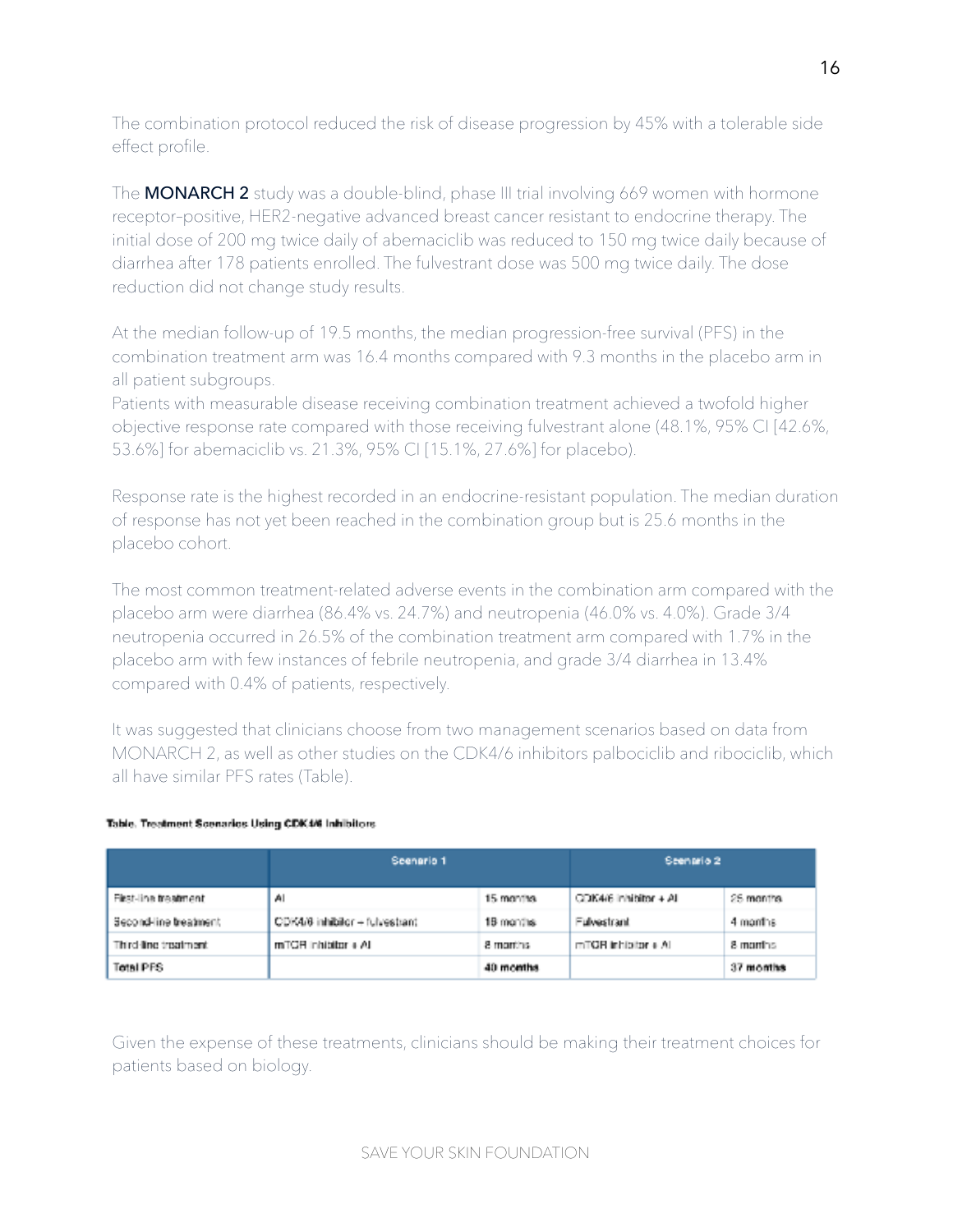The combination protocol reduced the risk of disease progression by 45% with a tolerable side effect profile.

The **MONARCH 2** study was a double-blind, phase III trial involving 669 women with hormone receptor–positive, HER2-negative advanced breast cancer resistant to endocrine therapy. The initial dose of 200 mg twice daily of abemaciclib was reduced to 150 mg twice daily because of diarrhea after 178 patients enrolled. The fulvestrant dose was 500 mg twice daily. The dose reduction did not change study results.

At the median follow-up of 19.5 months, the median progression-free survival (PFS) in the combination treatment arm was 16.4 months compared with 9.3 months in the placebo arm in all patient subgroups.
Patients with measurable disease receiving combination treatment achieved a twofold higher objective response rate compared with those receiving fulvestrant alone (48.1%, 95% CI [42.6%, 53.6%] for abemaciclib vs. 21.3%, 95% CI [15.1%, 27.6%] for placebo).

Response rate is the highest recorded in an endocrine-resistant population. The median duration of response has not yet been reached in the combination group but is 25.6 months in the placebo cohort.

The most common treatment-related adverse events in the combination arm compared with the placebo arm were diarrhea (86.4% vs. 24.7%) and neutropenia (46.0% vs. 4.0%). Grade 3/4 neutropenia occurred in 26.5% of the combination treatment arm compared with 1.7% in the placebo arm with few instances of febrile neutropenia, and grade 3/4 diarrhea in 13.4% compared with 0.4% of patients, respectively.

It was suggested that clinicians choose from two management scenarios based on data from MONARCH 2, as well as other studies on the CDK4/6 inhibitors palbociclib and ribociclib, which all have similar PFS rates (Table).

**Table. Treatment Scenarios Using CDK4/6 Inhibitors**

| | Scenario 1 | | Scenario 2 | |
|---|---|---|---|---|
| First-line treatment | AI | 15 months | CDK4/6 inhibitor + AI | 25 months |
| Second-line treatment | CDK4/6 inhibitor – fulvestrant | 18 months | Fulvestrant | 4 months |
| Third-line treatment | mTOR inhibitor + AI | 8 months | mTOR inhibitor + AI | 8 months |
| **Total PFS** | | **40 months** | | **37 months** |

Given the expense of these treatments, clinicians should be making their treatment choices for patients based on biology.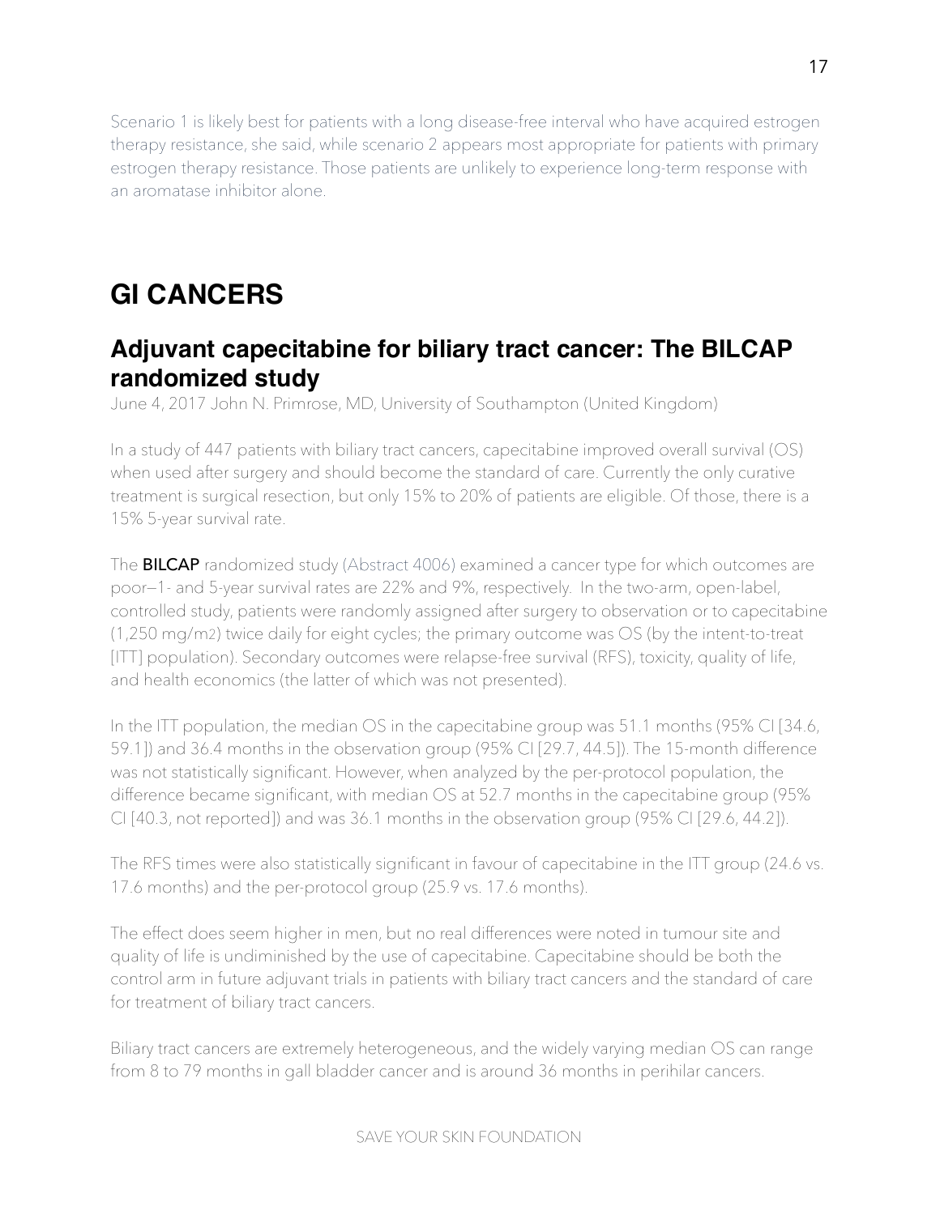Scenario 1 is likely best for patients with a long disease-free interval who have acquired estrogen therapy resistance, she said, while scenario 2 appears most appropriate for patients with primary estrogen therapy resistance. Those patients are unlikely to experience long-term response with an aromatase inhibitor alone.

# GI CANCERS

## Adjuvant capecitabine for biliary tract cancer: The BILCAP randomized study

June 4, 2017 John N. Primrose, MD, University of Southampton (United Kingdom)

In a study of 447 patients with biliary tract cancers, capecitabine improved overall survival (OS) when used after surgery and should become the standard of care. Currently the only curative treatment is surgical resection, but only 15% to 20% of patients are eligible. Of those, there is a 15% 5-year survival rate.

The **BILCAP** randomized study (Abstract 4006) examined a cancer type for which outcomes are poor—1- and 5-year survival rates are 22% and 9%, respectively. In the two-arm, open-label, controlled study, patients were randomly assigned after surgery to observation or to capecitabine (1,250 mg/m2) twice daily for eight cycles; the primary outcome was OS (by the intent-to-treat [ITT] population). Secondary outcomes were relapse-free survival (RFS), toxicity, quality of life, and health economics (the latter of which was not presented).

In the ITT population, the median OS in the capecitabine group was 51.1 months (95% CI [34.6, 59.1]) and 36.4 months in the observation group (95% CI [29.7, 44.5]). The 15-month difference was not statistically significant. However, when analyzed by the per-protocol population, the difference became significant, with median OS at 52.7 months in the capecitabine group (95% CI [40.3, not reported]) and was 36.1 months in the observation group (95% CI [29.6, 44.2]).

The RFS times were also statistically significant in favour of capecitabine in the ITT group (24.6 vs. 17.6 months) and the per-protocol group (25.9 vs. 17.6 months).

The effect does seem higher in men, but no real differences were noted in tumour site and quality of life is undiminished by the use of capecitabine. Capecitabine should be both the control arm in future adjuvant trials in patients with biliary tract cancers and the standard of care for treatment of biliary tract cancers.

Biliary tract cancers are extremely heterogeneous, and the widely varying median OS can range from 8 to 79 months in gall bladder cancer and is around 36 months in perihilar cancers.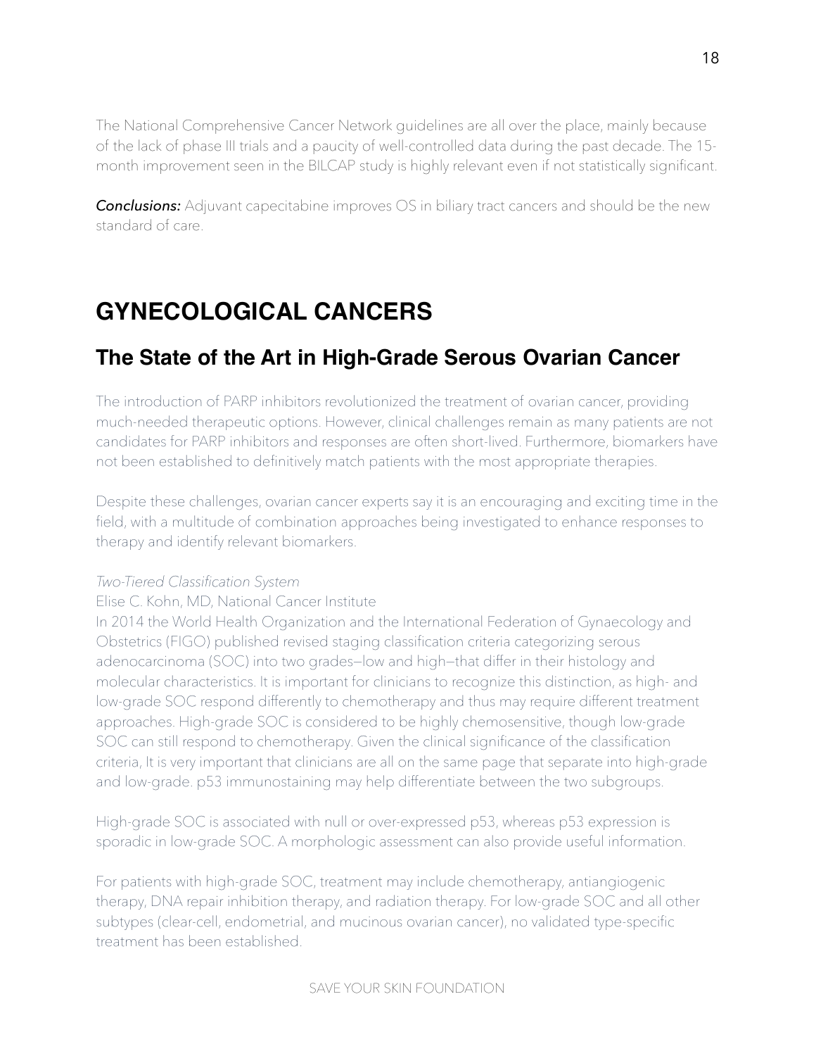The National Comprehensive Cancer Network guidelines are all over the place, mainly because of the lack of phase III trials and a paucity of well-controlled data during the past decade. The 15-month improvement seen in the BILCAP study is highly relevant even if not statistically significant.

***Conclusions:*** Adjuvant capecitabine improves OS in biliary tract cancers and should be the new standard of care.

# GYNECOLOGICAL CANCERS

## The State of the Art in High-Grade Serous Ovarian Cancer

The introduction of PARP inhibitors revolutionized the treatment of ovarian cancer, providing much-needed therapeutic options. However, clinical challenges remain as many patients are not candidates for PARP inhibitors and responses are often short-lived. Furthermore, biomarkers have not been established to definitively match patients with the most appropriate therapies.

Despite these challenges, ovarian cancer experts say it is an encouraging and exciting time in the field, with a multitude of combination approaches being investigated to enhance responses to therapy and identify relevant biomarkers.

*Two-Tiered Classification System*

Elise C. Kohn, MD, National Cancer Institute

In 2014 the World Health Organization and the International Federation of Gynaecology and Obstetrics (FIGO) published revised staging classification criteria categorizing serous adenocarcinoma (SOC) into two grades—low and high—that differ in their histology and molecular characteristics. It is important for clinicians to recognize this distinction, as high- and low-grade SOC respond differently to chemotherapy and thus may require different treatment approaches. High-grade SOC is considered to be highly chemosensitive, though low-grade SOC can still respond to chemotherapy. Given the clinical significance of the classification criteria, It is very important that clinicians are all on the same page that separate into high-grade and low-grade. p53 immunostaining may help differentiate between the two subgroups.

High-grade SOC is associated with null or over-expressed p53, whereas p53 expression is sporadic in low-grade SOC. A morphologic assessment can also provide useful information.

For patients with high-grade SOC, treatment may include chemotherapy, antiangiogenic therapy, DNA repair inhibition therapy, and radiation therapy. For low-grade SOC and all other subtypes (clear-cell, endometrial, and mucinous ovarian cancer), no validated type-specific treatment has been established.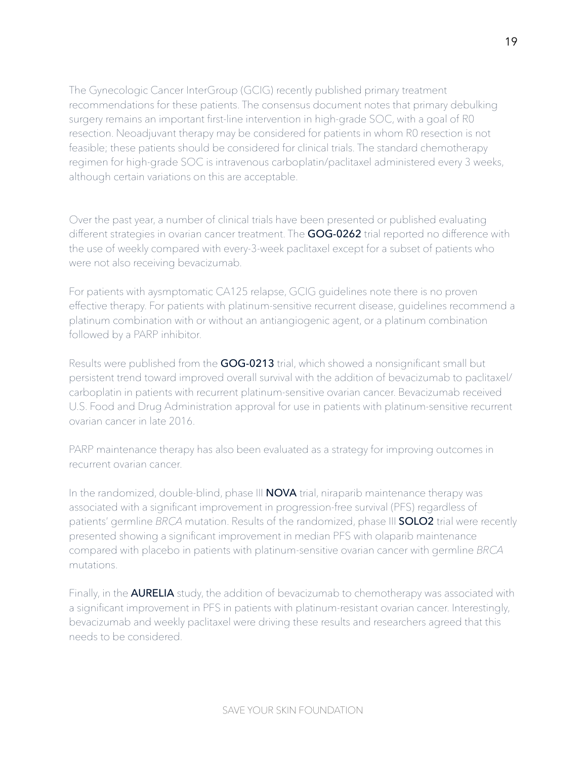The Gynecologic Cancer InterGroup (GCIG) recently published primary treatment recommendations for these patients. The consensus document notes that primary debulking surgery remains an important first-line intervention in high-grade SOC, with a goal of R0 resection. Neoadjuvant therapy may be considered for patients in whom R0 resection is not feasible; these patients should be considered for clinical trials. The standard chemotherapy regimen for high-grade SOC is intravenous carboplatin/paclitaxel administered every 3 weeks, although certain variations on this are acceptable.

Over the past year, a number of clinical trials have been presented or published evaluating different strategies in ovarian cancer treatment. The **GOG-0262** trial reported no difference with the use of weekly compared with every-3-week paclitaxel except for a subset of patients who were not also receiving bevacizumab.

For patients with aysmptomatic CA125 relapse, GCIG guidelines note there is no proven effective therapy. For patients with platinum-sensitive recurrent disease, guidelines recommend a platinum combination with or without an antiangiogenic agent, or a platinum combination followed by a PARP inhibitor.

Results were published from the **GOG-0213** trial, which showed a nonsignificant small but persistent trend toward improved overall survival with the addition of bevacizumab to paclitaxel/carboplatin in patients with recurrent platinum-sensitive ovarian cancer. Bevacizumab received U.S. Food and Drug Administration approval for use in patients with platinum-sensitive recurrent ovarian cancer in late 2016.

PARP maintenance therapy has also been evaluated as a strategy for improving outcomes in recurrent ovarian cancer.

In the randomized, double-blind, phase III **NOVA** trial, niraparib maintenance therapy was associated with a significant improvement in progression-free survival (PFS) regardless of patients' germline *BRCA* mutation. Results of the randomized, phase III **SOLO2** trial were recently presented showing a significant improvement in median PFS with olaparib maintenance compared with placebo in patients with platinum-sensitive ovarian cancer with germline *BRCA* mutations.

Finally, in the **AURELIA** study, the addition of bevacizumab to chemotherapy was associated with a significant improvement in PFS in patients with platinum-resistant ovarian cancer. Interestingly, bevacizumab and weekly paclitaxel were driving these results and researchers agreed that this needs to be considered.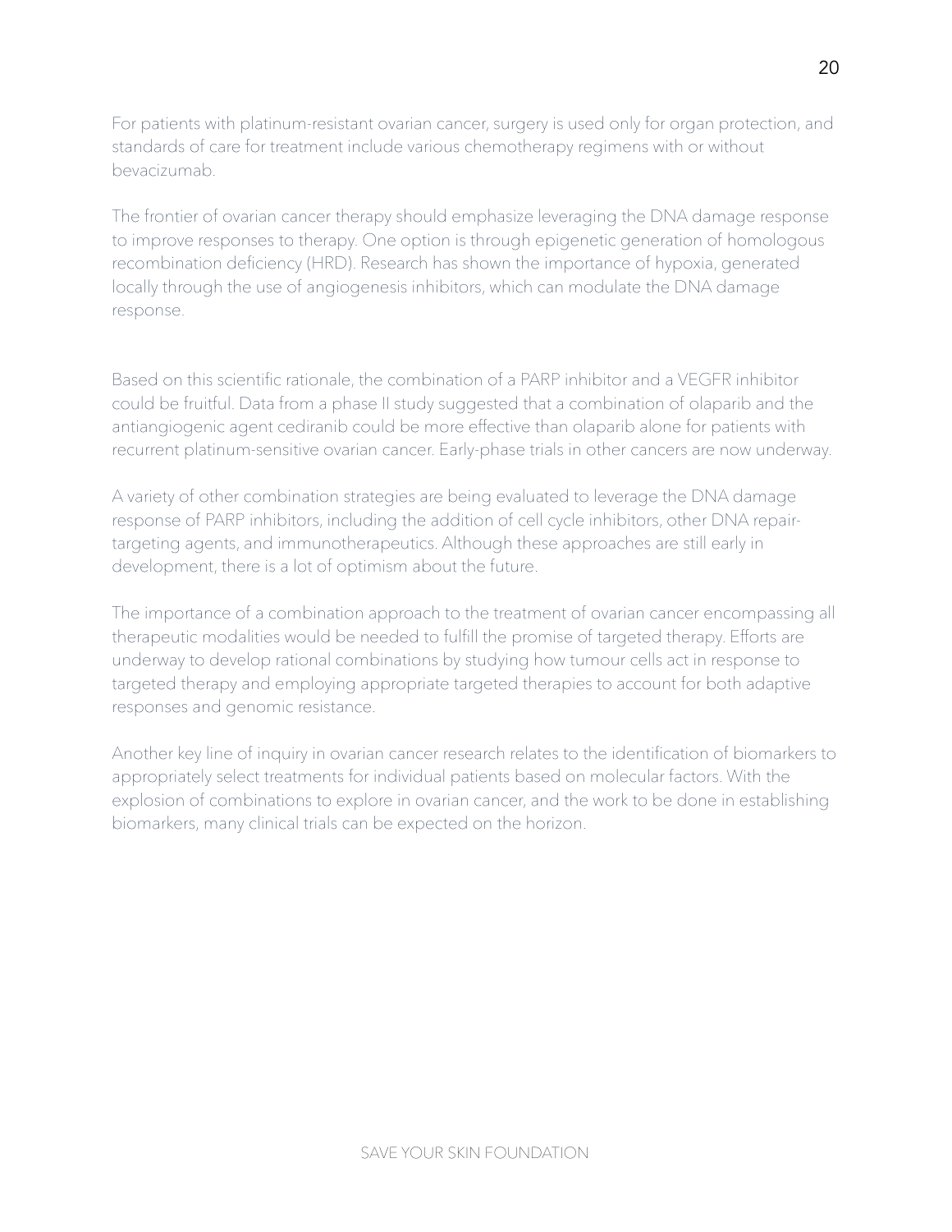For patients with platinum-resistant ovarian cancer, surgery is used only for organ protection, and standards of care for treatment include various chemotherapy regimens with or without bevacizumab.

The frontier of ovarian cancer therapy should emphasize leveraging the DNA damage response to improve responses to therapy. One option is through epigenetic generation of homologous recombination deficiency (HRD). Research has shown the importance of hypoxia, generated locally through the use of angiogenesis inhibitors, which can modulate the DNA damage response.

Based on this scientific rationale, the combination of a PARP inhibitor and a VEGFR inhibitor could be fruitful. Data from a phase II study suggested that a combination of olaparib and the antiangiogenic agent cediranib could be more effective than olaparib alone for patients with recurrent platinum-sensitive ovarian cancer. Early-phase trials in other cancers are now underway.

A variety of other combination strategies are being evaluated to leverage the DNA damage response of PARP inhibitors, including the addition of cell cycle inhibitors, other DNA repair-targeting agents, and immunotherapeutics. Although these approaches are still early in development, there is a lot of optimism about the future.

The importance of a combination approach to the treatment of ovarian cancer encompassing all therapeutic modalities would be needed to fulfill the promise of targeted therapy. Efforts are underway to develop rational combinations by studying how tumour cells act in response to targeted therapy and employing appropriate targeted therapies to account for both adaptive responses and genomic resistance.

Another key line of inquiry in ovarian cancer research relates to the identification of biomarkers to appropriately select treatments for individual patients based on molecular factors. With the explosion of combinations to explore in ovarian cancer, and the work to be done in establishing biomarkers, many clinical trials can be expected on the horizon.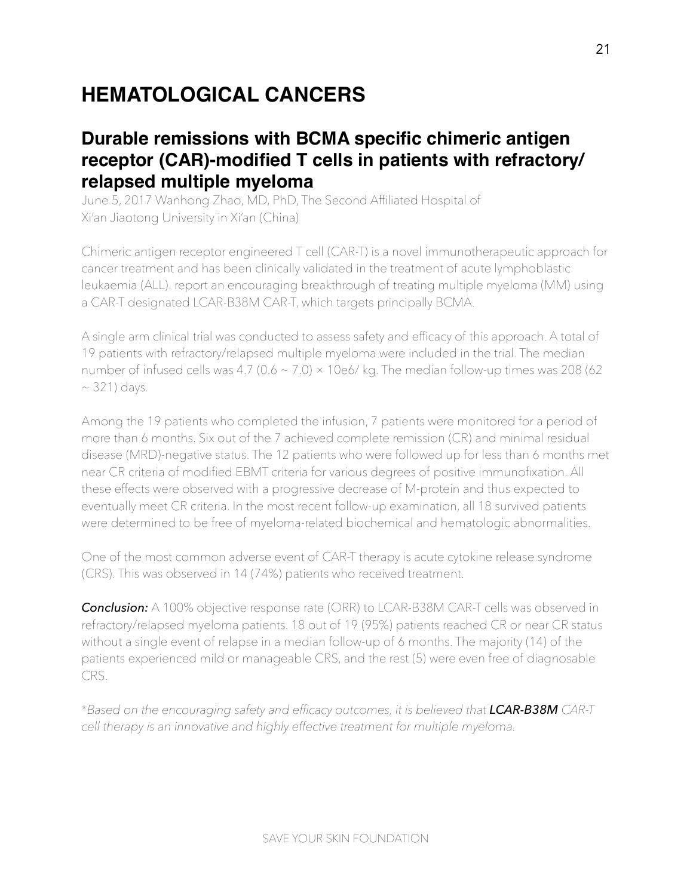# HEMATOLOGICAL CANCERS

## Durable remissions with BCMA specific chimeric antigen receptor (CAR)-modified T cells in patients with refractory/relapsed multiple myeloma

June 5, 2017 Wanhong Zhao, MD, PhD, The Second Affiliated Hospital of Xi'an Jiaotong University in Xi'an (China)

Chimeric antigen receptor engineered T cell (CAR-T) is a novel immunotherapeutic approach for cancer treatment and has been clinically validated in the treatment of acute lymphoblastic leukaemia (ALL). report an encouraging breakthrough of treating multiple myeloma (MM) using a CAR-T designated LCAR-B38M CAR-T, which targets principally BCMA.

A single arm clinical trial was conducted to assess safety and efficacy of this approach. A total of 19 patients with refractory/relapsed multiple myeloma were included in the trial. The median number of infused cells was 4.7 (0.6 ~ 7.0) × 10e6/ kg. The median follow-up times was 208 (62 ~ 321) days.

Among the 19 patients who completed the infusion, 7 patients were monitored for a period of more than 6 months. Six out of the 7 achieved complete remission (CR) and minimal residual disease (MRD)-negative status. The 12 patients who were followed up for less than 6 months met near CR criteria of modified EBMT criteria for various degrees of positive immunofixation. All these effects were observed with a progressive decrease of M-protein and thus expected to eventually meet CR criteria. In the most recent follow-up examination, all 18 survived patients were determined to be free of myeloma-related biochemical and hematologic abnormalities.

One of the most common adverse event of CAR-T therapy is acute cytokine release syndrome (CRS). This was observed in 14 (74%) patients who received treatment.

***Conclusion:*** A 100% objective response rate (ORR) to LCAR-B38M CAR-T cells was observed in refractory/relapsed myeloma patients. 18 out of 19 (95%) patients reached CR or near CR status without a single event of relapse in a median follow-up of 6 months. The majority (14) of the patients experienced mild or manageable CRS, and the rest (5) were even free of diagnosable CRS.

*\*Based on the encouraging safety and efficacy outcomes, it is believed that* ***LCAR-B38M*** *CAR-T cell therapy is an innovative and highly effective treatment for multiple myeloma.*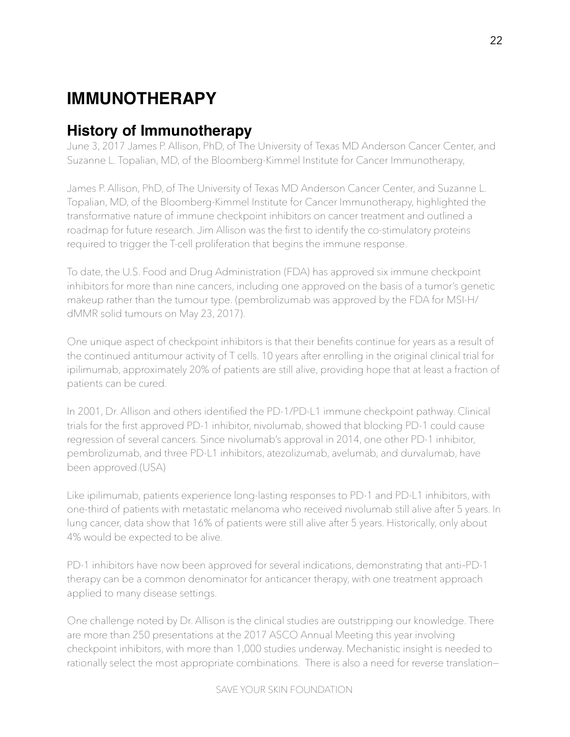# IMMUNOTHERAPY

## History of Immunotherapy

June 3, 2017 James P. Allison, PhD, of The University of Texas MD Anderson Cancer Center, and Suzanne L. Topalian, MD, of the Bloomberg-Kimmel Institute for Cancer Immunotherapy,

James P. Allison, PhD, of The University of Texas MD Anderson Cancer Center, and Suzanne L. Topalian, MD, of the Bloomberg-Kimmel Institute for Cancer Immunotherapy, highlighted the transformative nature of immune checkpoint inhibitors on cancer treatment and outlined a roadmap for future research. Jim Allison was the first to identify the co-stimulatory proteins required to trigger the T-cell proliferation that begins the immune response.

To date, the U.S. Food and Drug Administration (FDA) has approved six immune checkpoint inhibitors for more than nine cancers, including one approved on the basis of a tumor's genetic makeup rather than the tumour type. (pembrolizumab was approved by the FDA for MSI-H/dMMR solid tumours on May 23, 2017).

One unique aspect of checkpoint inhibitors is that their benefits continue for years as a result of the continued antitumour activity of T cells. 10 years after enrolling in the original clinical trial for ipilimumab, approximately 20% of patients are still alive, providing hope that at least a fraction of patients can be cured.

In 2001, Dr. Allison and others identified the PD-1/PD-L1 immune checkpoint pathway. Clinical trials for the first approved PD-1 inhibitor, nivolumab, showed that blocking PD-1 could cause regression of several cancers. Since nivolumab's approval in 2014, one other PD-1 inhibitor, pembrolizumab, and three PD-L1 inhibitors, atezolizumab, avelumab, and durvalumab, have been approved.(USA)

Like ipilimumab, patients experience long-lasting responses to PD-1 and PD-L1 inhibitors, with one-third of patients with metastatic melanoma who received nivolumab still alive after 5 years. In lung cancer, data show that 16% of patients were still alive after 5 years. Historically, only about 4% would be expected to be alive.

PD-1 inhibitors have now been approved for several indications, demonstrating that anti–PD-1 therapy can be a common denominator for anticancer therapy, with one treatment approach applied to many disease settings.

One challenge noted by Dr. Allison is the clinical studies are outstripping our knowledge. There are more than 250 presentations at the 2017 ASCO Annual Meeting this year involving checkpoint inhibitors, with more than 1,000 studies underway. Mechanistic insight is needed to rationally select the most appropriate combinations. There is also a need for reverse translation–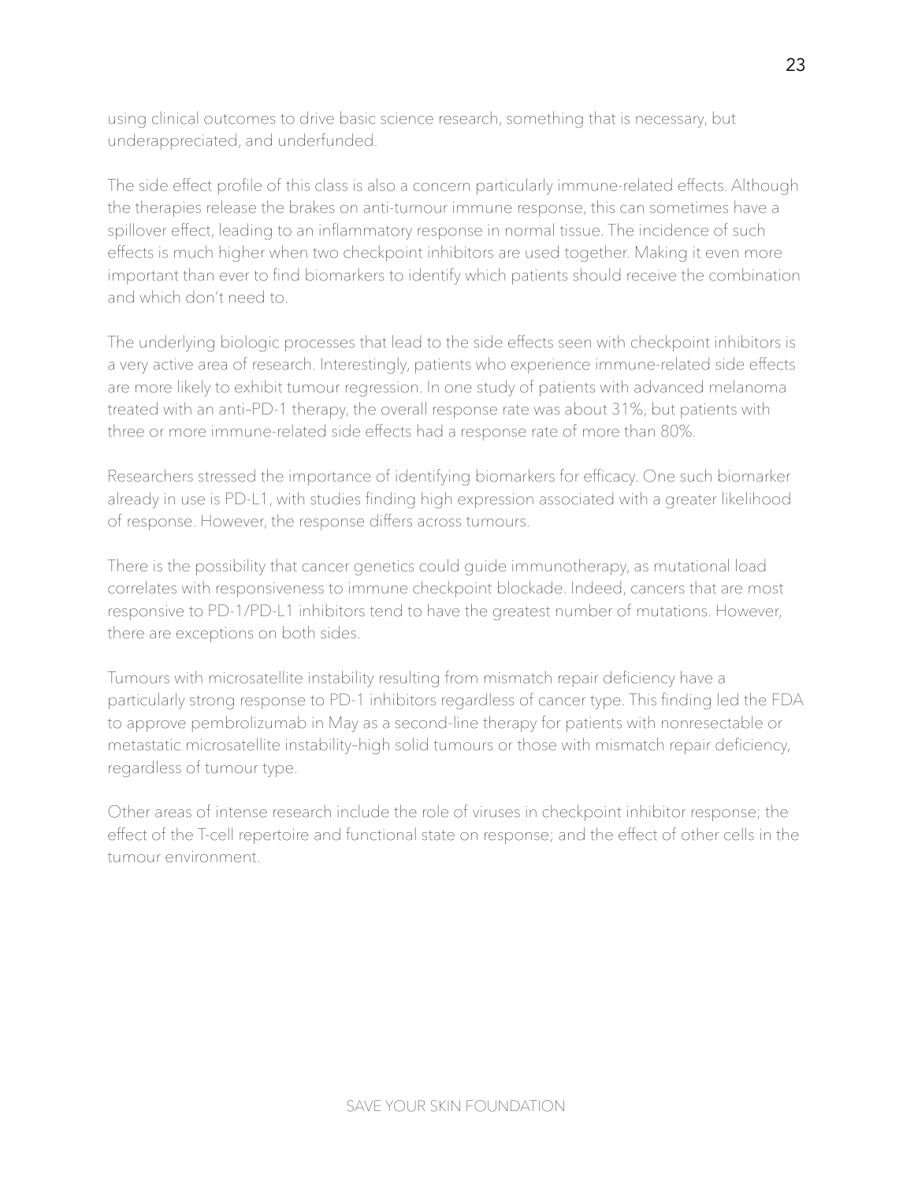using clinical outcomes to drive basic science research, something that is necessary, but underappreciated, and underfunded.

The side effect profile of this class is also a concern particularly immune-related effects. Although the therapies release the brakes on anti-tumour immune response, this can sometimes have a spillover effect, leading to an inflammatory response in normal tissue. The incidence of such effects is much higher when two checkpoint inhibitors are used together. Making it even more important than ever to find biomarkers to identify which patients should receive the combination and which don't need to.

The underlying biologic processes that lead to the side effects seen with checkpoint inhibitors is a very active area of research. Interestingly, patients who experience immune-related side effects are more likely to exhibit tumour regression. In one study of patients with advanced melanoma treated with an anti–PD-1 therapy, the overall response rate was about 31%, but patients with three or more immune-related side effects had a response rate of more than 80%.

Researchers stressed the importance of identifying biomarkers for efficacy. One such biomarker already in use is PD-L1, with studies finding high expression associated with a greater likelihood of response. However, the response differs across tumours.

There is the possibility that cancer genetics could guide immunotherapy, as mutational load correlates with responsiveness to immune checkpoint blockade. Indeed, cancers that are most responsive to PD-1/PD-L1 inhibitors tend to have the greatest number of mutations. However, there are exceptions on both sides.

Tumours with microsatellite instability resulting from mismatch repair deficiency have a particularly strong response to PD-1 inhibitors regardless of cancer type. This finding led the FDA to approve pembrolizumab in May as a second-line therapy for patients with nonresectable or metastatic microsatellite instability–high solid tumours or those with mismatch repair deficiency, regardless of tumour type.

Other areas of intense research include the role of viruses in checkpoint inhibitor response; the effect of the T-cell repertoire and functional state on response; and the effect of other cells in the tumour environment.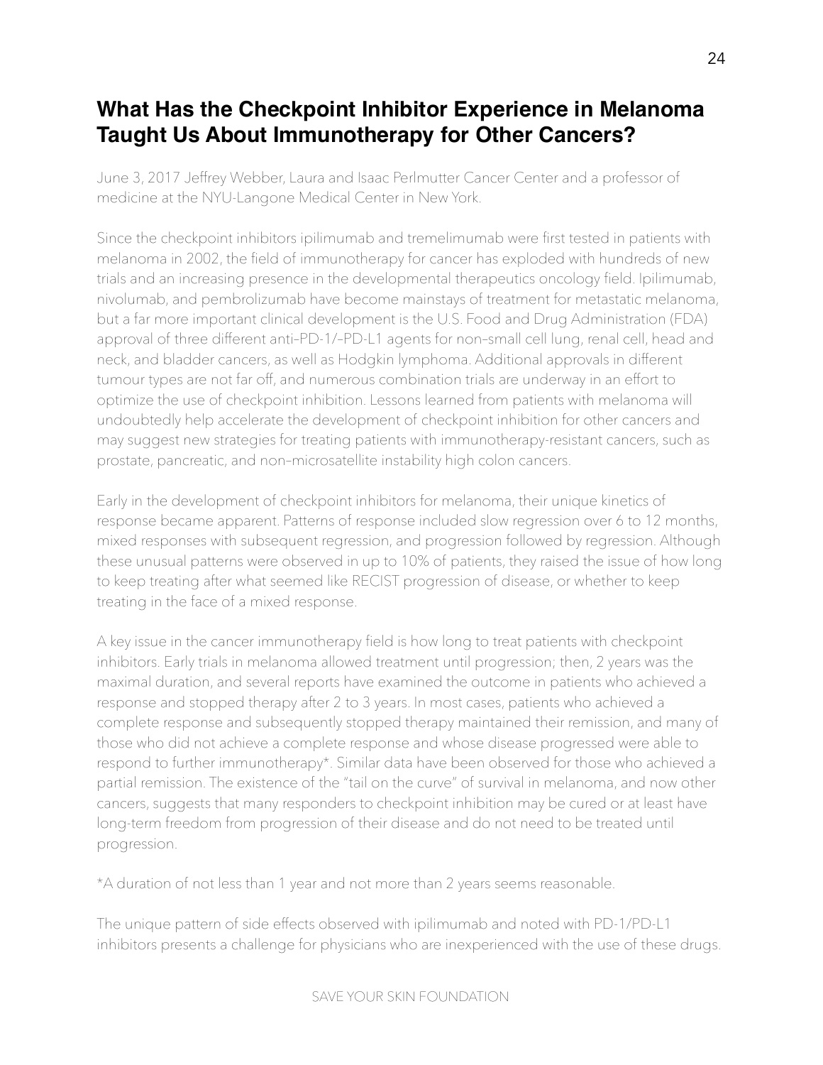## What Has the Checkpoint Inhibitor Experience in Melanoma Taught Us About Immunotherapy for Other Cancers?

June 3, 2017 Jeffrey Webber, Laura and Isaac Perlmutter Cancer Center and a professor of medicine at the NYU-Langone Medical Center in New York.

Since the checkpoint inhibitors ipilimumab and tremelimumab were first tested in patients with melanoma in 2002, the field of immunotherapy for cancer has exploded with hundreds of new trials and an increasing presence in the developmental therapeutics oncology field. Ipilimumab, nivolumab, and pembrolizumab have become mainstays of treatment for metastatic melanoma, but a far more important clinical development is the U.S. Food and Drug Administration (FDA) approval of three different anti–PD-1/–PD-L1 agents for non–small cell lung, renal cell, head and neck, and bladder cancers, as well as Hodgkin lymphoma. Additional approvals in different tumour types are not far off, and numerous combination trials are underway in an effort to optimize the use of checkpoint inhibition. Lessons learned from patients with melanoma will undoubtedly help accelerate the development of checkpoint inhibition for other cancers and may suggest new strategies for treating patients with immunotherapy-resistant cancers, such as prostate, pancreatic, and non–microsatellite instability high colon cancers.

Early in the development of checkpoint inhibitors for melanoma, their unique kinetics of response became apparent. Patterns of response included slow regression over 6 to 12 months, mixed responses with subsequent regression, and progression followed by regression. Although these unusual patterns were observed in up to 10% of patients, they raised the issue of how long to keep treating after what seemed like RECIST progression of disease, or whether to keep treating in the face of a mixed response.

A key issue in the cancer immunotherapy field is how long to treat patients with checkpoint inhibitors. Early trials in melanoma allowed treatment until progression; then, 2 years was the maximal duration, and several reports have examined the outcome in patients who achieved a response and stopped therapy after 2 to 3 years. In most cases, patients who achieved a complete response and subsequently stopped therapy maintained their remission, and many of those who did not achieve a complete response and whose disease progressed were able to respond to further immunotherapy*. Similar data have been observed for those who achieved a partial remission. The existence of the "tail on the curve" of survival in melanoma, and now other cancers, suggests that many responders to checkpoint inhibition may be cured or at least have long-term freedom from progression of their disease and do not need to be treated until progression.

*A duration of not less than 1 year and not more than 2 years seems reasonable.

The unique pattern of side effects observed with ipilimumab and noted with PD-1/PD-L1 inhibitors presents a challenge for physicians who are inexperienced with the use of these drugs.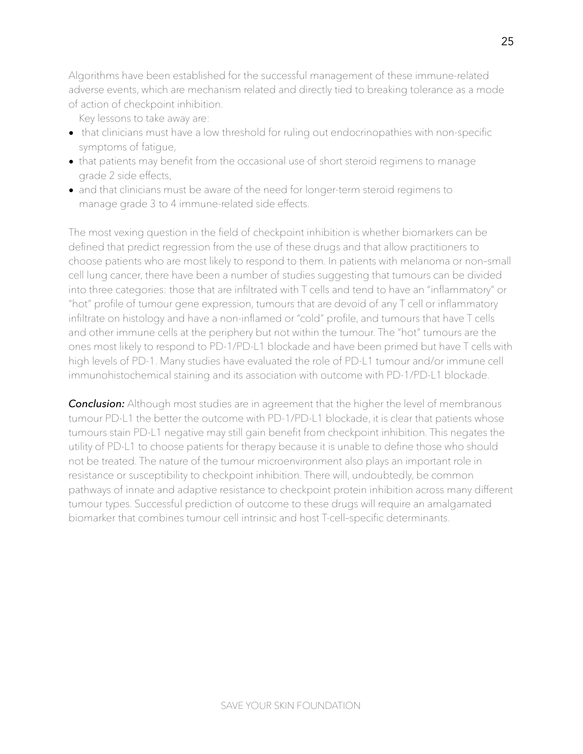Algorithms have been established for the successful management of these immune-related adverse events, which are mechanism related and directly tied to breaking tolerance as a mode of action of checkpoint inhibition.

Key lessons to take away are:

- that clinicians must have a low threshold for ruling out endocrinopathies with non-specific symptoms of fatigue,
- that patients may benefit from the occasional use of short steroid regimens to manage grade 2 side effects,
- and that clinicians must be aware of the need for longer-term steroid regimens to manage grade 3 to 4 immune-related side effects.

The most vexing question in the field of checkpoint inhibition is whether biomarkers can be defined that predict regression from the use of these drugs and that allow practitioners to choose patients who are most likely to respond to them. In patients with melanoma or non–small cell lung cancer, there have been a number of studies suggesting that tumours can be divided into three categories: those that are infiltrated with T cells and tend to have an "inflammatory" or "hot" profile of tumour gene expression, tumours that are devoid of any T cell or inflammatory infiltrate on histology and have a non-inflamed or "cold" profile, and tumours that have T cells and other immune cells at the periphery but not within the tumour. The "hot" tumours are the ones most likely to respond to PD-1/PD-L1 blockade and have been primed but have T cells with high levels of PD-1. Many studies have evaluated the role of PD-L1 tumour and/or immune cell immunohistochemical staining and its association with outcome with PD-1/PD-L1 blockade.

***Conclusion:*** Although most studies are in agreement that the higher the level of membranous tumour PD-L1 the better the outcome with PD-1/PD-L1 blockade, it is clear that patients whose tumours stain PD-L1 negative may still gain benefit from checkpoint inhibition. This negates the utility of PD-L1 to choose patients for therapy because it is unable to define those who should not be treated. The nature of the tumour microenvironment also plays an important role in resistance or susceptibility to checkpoint inhibition. There will, undoubtedly, be common pathways of innate and adaptive resistance to checkpoint protein inhibition across many different tumour types. Successful prediction of outcome to these drugs will require an amalgamated biomarker that combines tumour cell intrinsic and host T-cell–specific determinants.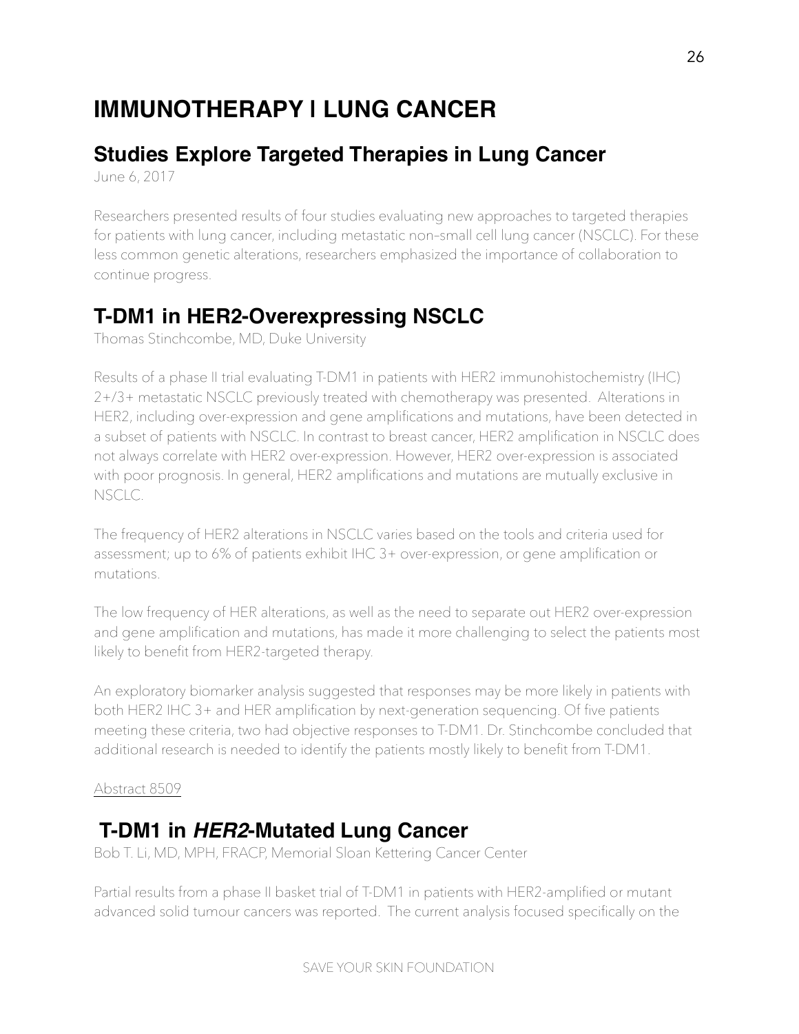# IMMUNOTHERAPY | LUNG CANCER

## Studies Explore Targeted Therapies in Lung Cancer

June 6, 2017

Researchers presented results of four studies evaluating new approaches to targeted therapies for patients with lung cancer, including metastatic non–small cell lung cancer (NSCLC). For these less common genetic alterations, researchers emphasized the importance of collaboration to continue progress.

## T-DM1 in HER2-Overexpressing NSCLC

Thomas Stinchcombe, MD, Duke University

Results of a phase II trial evaluating T-DM1 in patients with HER2 immunohistochemistry (IHC) 2+/3+ metastatic NSCLC previously treated with chemotherapy was presented. Alterations in HER2, including over-expression and gene amplifications and mutations, have been detected in a subset of patients with NSCLC. In contrast to breast cancer, HER2 amplification in NSCLC does not always correlate with HER2 over-expression. However, HER2 over-expression is associated with poor prognosis. In general, HER2 amplifications and mutations are mutually exclusive in NSCLC.

The frequency of HER2 alterations in NSCLC varies based on the tools and criteria used for assessment; up to 6% of patients exhibit IHC 3+ over-expression, or gene amplification or mutations.

The low frequency of HER alterations, as well as the need to separate out HER2 over-expression and gene amplification and mutations, has made it more challenging to select the patients most likely to benefit from HER2-targeted therapy.

An exploratory biomarker analysis suggested that responses may be more likely in patients with both HER2 IHC 3+ and HER amplification by next-generation sequencing. Of five patients meeting these criteria, two had objective responses to T-DM1. Dr. Stinchcombe concluded that additional research is needed to identify the patients mostly likely to benefit from T-DM1.

Abstract 8509

## T-DM1 in *HER2*-Mutated Lung Cancer

Bob T. Li, MD, MPH, FRACP, Memorial Sloan Kettering Cancer Center

Partial results from a phase II basket trial of T-DM1 in patients with HER2-amplified or mutant advanced solid tumour cancers was reported. The current analysis focused specifically on the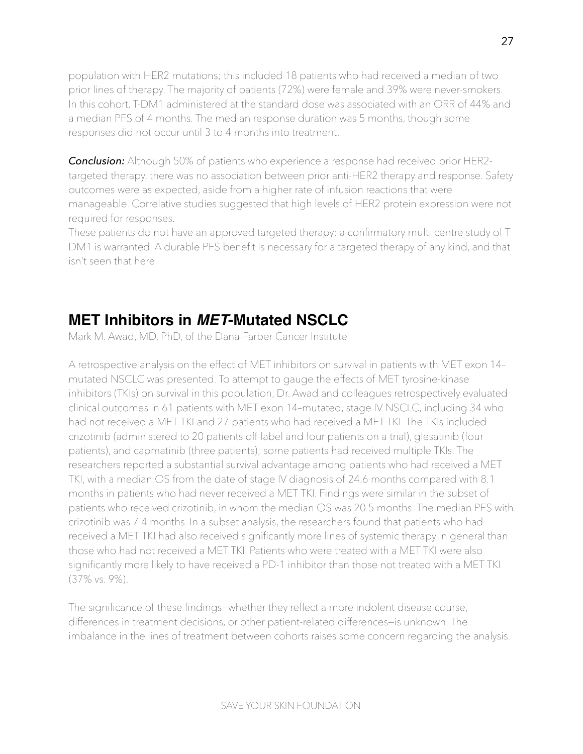population with HER2 mutations; this included 18 patients who had received a median of two prior lines of therapy. The majority of patients (72%) were female and 39% were never-smokers. In this cohort, T-DM1 administered at the standard dose was associated with an ORR of 44% and a median PFS of 4 months. The median response duration was 5 months, though some responses did not occur until 3 to 4 months into treatment.

***Conclusion:*** Although 50% of patients who experience a response had received prior HER2-targeted therapy, there was no association between prior anti-HER2 therapy and response. Safety outcomes were as expected, aside from a higher rate of infusion reactions that were manageable. Correlative studies suggested that high levels of HER2 protein expression were not required for responses.
These patients do not have an approved targeted therapy; a confirmatory multi-centre study of T-DM1 is warranted. A durable PFS benefit is necessary for a targeted therapy of any kind, and that isn't seen that here.

## MET Inhibitors in *MET*-Mutated NSCLC

Mark M. Awad, MD, PhD, of the Dana-Farber Cancer Institute

A retrospective analysis on the effect of MET inhibitors on survival in patients with MET exon 14–mutated NSCLC was presented. To attempt to gauge the effects of MET tyrosine-kinase inhibitors (TKIs) on survival in this population, Dr. Awad and colleagues retrospectively evaluated clinical outcomes in 61 patients with MET exon 14–mutated, stage IV NSCLC, including 34 who had not received a MET TKI and 27 patients who had received a MET TKI. The TKIs included crizotinib (administered to 20 patients off-label and four patients on a trial), glesatinib (four patients), and capmatinib (three patients); some patients had received multiple TKIs. The researchers reported a substantial survival advantage among patients who had received a MET TKI, with a median OS from the date of stage IV diagnosis of 24.6 months compared with 8.1 months in patients who had never received a MET TKI. Findings were similar in the subset of patients who received crizotinib, in whom the median OS was 20.5 months. The median PFS with crizotinib was 7.4 months. In a subset analysis, the researchers found that patients who had received a MET TKI had also received significantly more lines of systemic therapy in general than those who had not received a MET TKI. Patients who were treated with a MET TKI were also significantly more likely to have received a PD-1 inhibitor than those not treated with a MET TKI (37% vs. 9%).

The significance of these findings—whether they reflect a more indolent disease course, differences in treatment decisions, or other patient-related differences—is unknown. The imbalance in the lines of treatment between cohorts raises some concern regarding the analysis.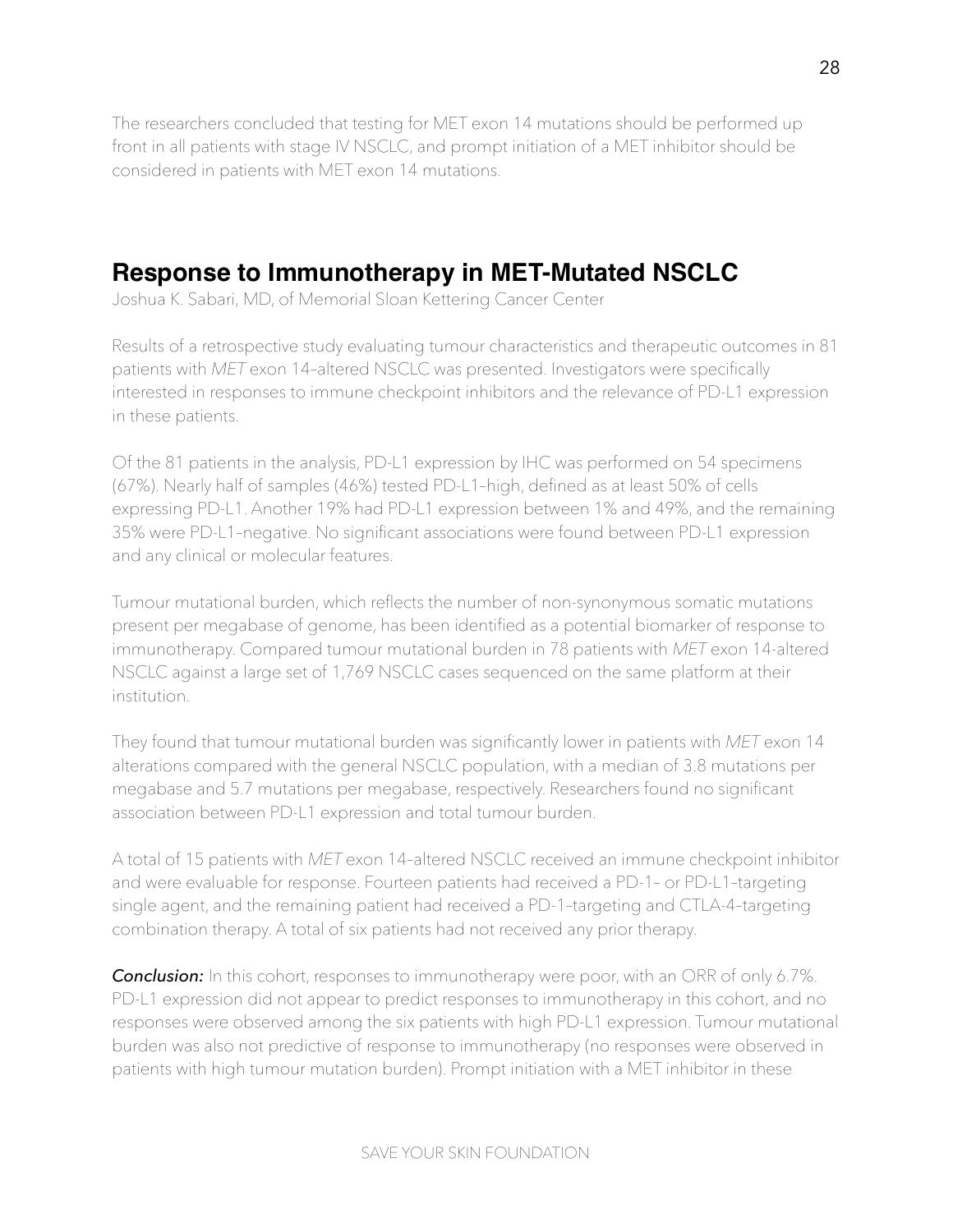The researchers concluded that testing for MET exon 14 mutations should be performed up front in all patients with stage IV NSCLC, and prompt initiation of a MET inhibitor should be considered in patients with MET exon 14 mutations.

## Response to Immunotherapy in MET-Mutated NSCLC

Joshua K. Sabari, MD, of Memorial Sloan Kettering Cancer Center

Results of a retrospective study evaluating tumour characteristics and therapeutic outcomes in 81 patients with *MET* exon 14–altered NSCLC was presented. Investigators were specifically interested in responses to immune checkpoint inhibitors and the relevance of PD-L1 expression in these patients.

Of the 81 patients in the analysis, PD-L1 expression by IHC was performed on 54 specimens (67%). Nearly half of samples (46%) tested PD-L1–high, defined as at least 50% of cells expressing PD-L1. Another 19% had PD-L1 expression between 1% and 49%, and the remaining 35% were PD-L1–negative. No significant associations were found between PD-L1 expression and any clinical or molecular features.

Tumour mutational burden, which reflects the number of non-synonymous somatic mutations present per megabase of genome, has been identified as a potential biomarker of response to immunotherapy. Compared tumour mutational burden in 78 patients with *MET* exon 14-altered NSCLC against a large set of 1,769 NSCLC cases sequenced on the same platform at their institution.

They found that tumour mutational burden was significantly lower in patients with *MET* exon 14 alterations compared with the general NSCLC population, with a median of 3.8 mutations per megabase and 5.7 mutations per megabase, respectively. Researchers found no significant association between PD-L1 expression and total tumour burden.

A total of 15 patients with *MET* exon 14–altered NSCLC received an immune checkpoint inhibitor and were evaluable for response. Fourteen patients had received a PD-1– or PD-L1–targeting single agent, and the remaining patient had received a PD-1–targeting and CTLA-4–targeting combination therapy. A total of six patients had not received any prior therapy.

***Conclusion:*** In this cohort, responses to immunotherapy were poor, with an ORR of only 6.7%. PD-L1 expression did not appear to predict responses to immunotherapy in this cohort, and no responses were observed among the six patients with high PD-L1 expression. Tumour mutational burden was also not predictive of response to immunotherapy (no responses were observed in patients with high tumour mutation burden). Prompt initiation with a MET inhibitor in these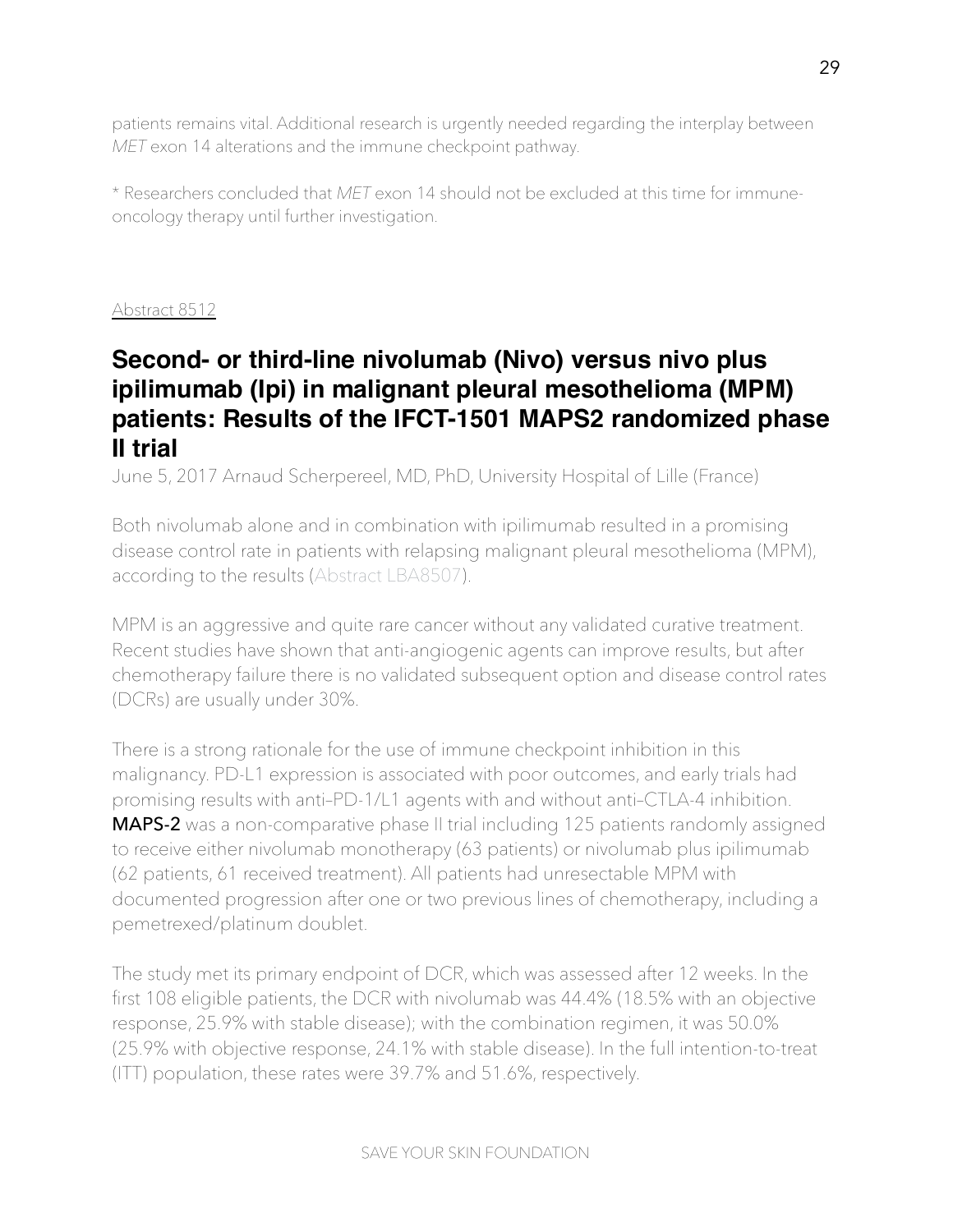patients remains vital. Additional research is urgently needed regarding the interplay between *MET* exon 14 alterations and the immune checkpoint pathway.

* Researchers concluded that *MET* exon 14 should not be excluded at this time for immune-oncology therapy until further investigation.

Abstract 8512

## Second- or third-line nivolumab (Nivo) versus nivo plus ipilimumab (Ipi) in malignant pleural mesothelioma (MPM) patients: Results of the IFCT-1501 MAPS2 randomized phase II trial

June 5, 2017 Arnaud Scherpereel, MD, PhD, University Hospital of Lille (France)

Both nivolumab alone and in combination with ipilimumab resulted in a promising disease control rate in patients with relapsing malignant pleural mesothelioma (MPM), according to the results (Abstract LBA8507).

MPM is an aggressive and quite rare cancer without any validated curative treatment. Recent studies have shown that anti-angiogenic agents can improve results, but after chemotherapy failure there is no validated subsequent option and disease control rates (DCRs) are usually under 30%.

There is a strong rationale for the use of immune checkpoint inhibition in this malignancy. PD-L1 expression is associated with poor outcomes, and early trials had promising results with anti–PD-1/L1 agents with and without anti–CTLA-4 inhibition. MAPS-2 was a non-comparative phase II trial including 125 patients randomly assigned to receive either nivolumab monotherapy (63 patients) or nivolumab plus ipilimumab (62 patients, 61 received treatment). All patients had unresectable MPM with documented progression after one or two previous lines of chemotherapy, including a pemetrexed/platinum doublet.

The study met its primary endpoint of DCR, which was assessed after 12 weeks. In the first 108 eligible patients, the DCR with nivolumab was 44.4% (18.5% with an objective response, 25.9% with stable disease); with the combination regimen, it was 50.0% (25.9% with objective response, 24.1% with stable disease). In the full intention-to-treat (ITT) population, these rates were 39.7% and 51.6%, respectively.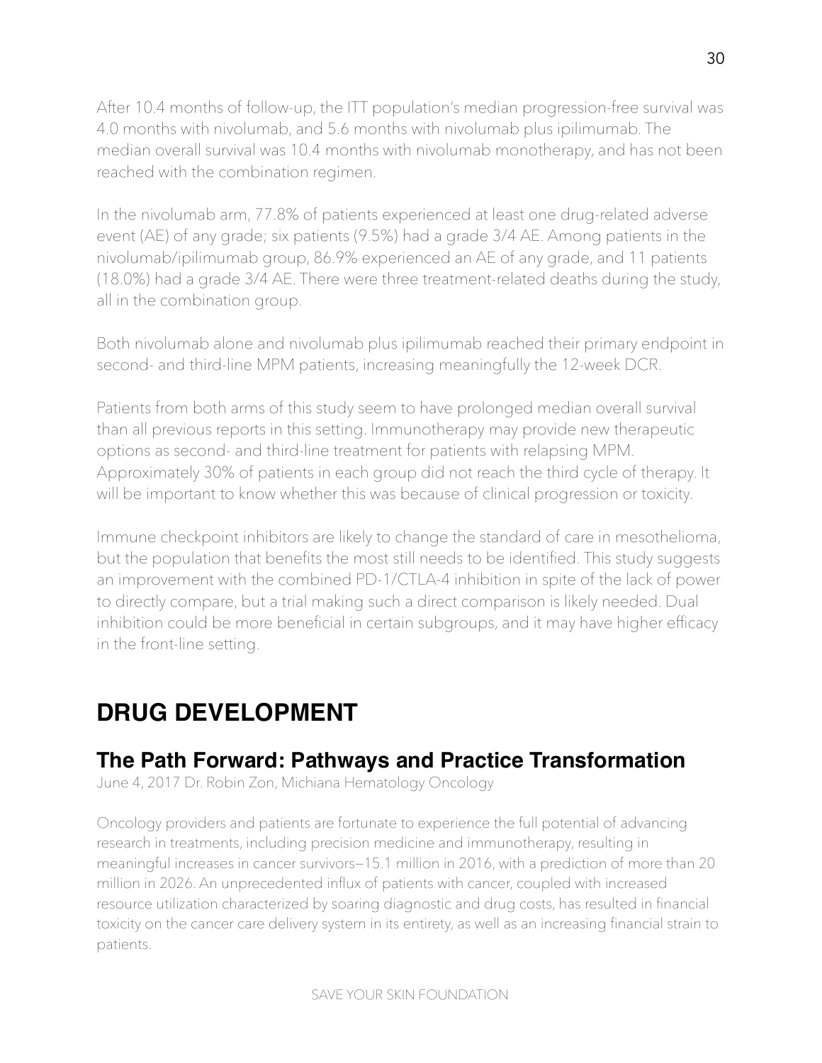After 10.4 months of follow-up, the ITT population's median progression-free survival was 4.0 months with nivolumab, and 5.6 months with nivolumab plus ipilimumab. The median overall survival was 10.4 months with nivolumab monotherapy, and has not been reached with the combination regimen.

In the nivolumab arm, 77.8% of patients experienced at least one drug-related adverse event (AE) of any grade; six patients (9.5%) had a grade 3/4 AE. Among patients in the nivolumab/ipilimumab group, 86.9% experienced an AE of any grade, and 11 patients (18.0%) had a grade 3/4 AE. There were three treatment-related deaths during the study, all in the combination group.

Both nivolumab alone and nivolumab plus ipilimumab reached their primary endpoint in second- and third-line MPM patients, increasing meaningfully the 12-week DCR.

Patients from both arms of this study seem to have prolonged median overall survival than all previous reports in this setting. Immunotherapy may provide new therapeutic options as second- and third-line treatment for patients with relapsing MPM. Approximately 30% of patients in each group did not reach the third cycle of therapy. It will be important to know whether this was because of clinical progression or toxicity.

Immune checkpoint inhibitors are likely to change the standard of care in mesothelioma, but the population that benefits the most still needs to be identified. This study suggests an improvement with the combined PD-1/CTLA-4 inhibition in spite of the lack of power to directly compare, but a trial making such a direct comparison is likely needed. Dual inhibition could be more beneficial in certain subgroups, and it may have higher efficacy in the front-line setting.

# DRUG DEVELOPMENT

## The Path Forward: Pathways and Practice Transformation

June 4, 2017 Dr. Robin Zon, Michiana Hematology Oncology

Oncology providers and patients are fortunate to experience the full potential of advancing research in treatments, including precision medicine and immunotherapy, resulting in meaningful increases in cancer survivors—15.1 million in 2016, with a prediction of more than 20 million in 2026. An unprecedented influx of patients with cancer, coupled with increased resource utilization characterized by soaring diagnostic and drug costs, has resulted in financial toxicity on the cancer care delivery system in its entirety, as well as an increasing financial strain to patients.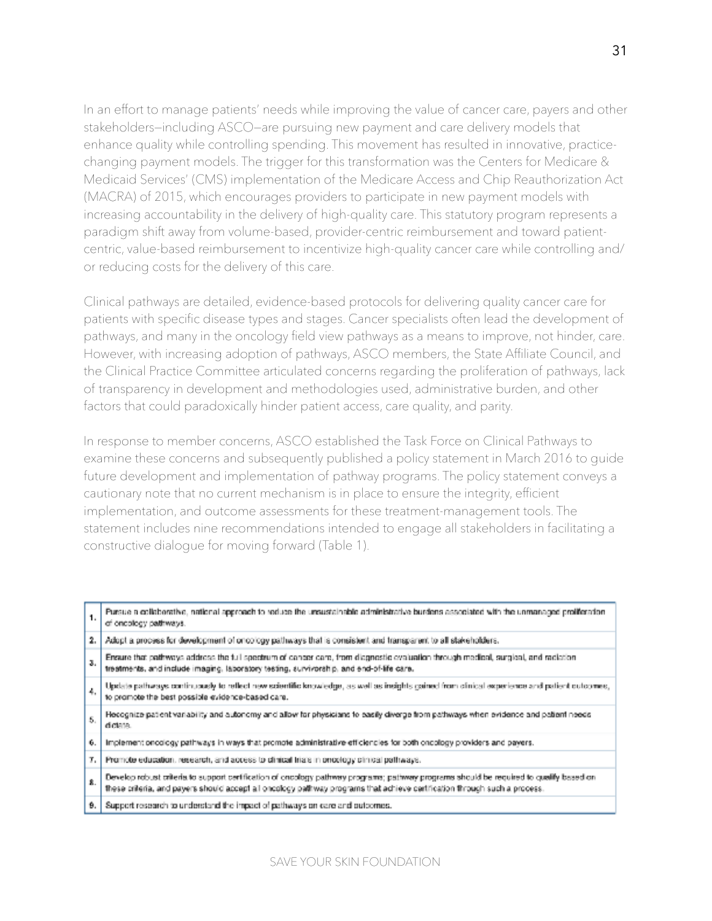In an effort to manage patients' needs while improving the value of cancer care, payers and other stakeholders—including ASCO—are pursuing new payment and care delivery models that enhance quality while controlling spending. This movement has resulted in innovative, practice-changing payment models. The trigger for this transformation was the Centers for Medicare & Medicaid Services' (CMS) implementation of the Medicare Access and Chip Reauthorization Act (MACRA) of 2015, which encourages providers to participate in new payment models with increasing accountability in the delivery of high-quality care. This statutory program represents a paradigm shift away from volume-based, provider-centric reimbursement and toward patient-centric, value-based reimbursement to incentivize high-quality cancer care while controlling and/or reducing costs for the delivery of this care.

Clinical pathways are detailed, evidence-based protocols for delivering quality cancer care for patients with specific disease types and stages. Cancer specialists often lead the development of pathways, and many in the oncology field view pathways as a means to improve, not hinder, care. However, with increasing adoption of pathways, ASCO members, the State Affiliate Council, and the Clinical Practice Committee articulated concerns regarding the proliferation of pathways, lack of transparency in development and methodologies used, administrative burden, and other factors that could paradoxically hinder patient access, care quality, and parity.

In response to member concerns, ASCO established the Task Force on Clinical Pathways to examine these concerns and subsequently published a policy statement in March 2016 to guide future development and implementation of pathway programs. The policy statement conveys a cautionary note that no current mechanism is in place to ensure the integrity, efficient implementation, and outcome assessments for these treatment-management tools. The statement includes nine recommendations intended to engage all stakeholders in facilitating a constructive dialogue for moving forward (Table 1).

| | |
|---|---|
| **1.** | Pursue a collaborative, national approach to reduce the unsustainable administrative burdens associated with the unmanaged proliferation of oncology pathways. |
| **2.** | Adopt a process for development of oncology pathways that is consistent and transparent to all stakeholders. |
| **3.** | Ensure that pathways address the full spectrum of cancer care, from diagnostic evaluation through medical, surgical, and radiation treatments, and include imaging, laboratory testing, survivorship, and end-of-life care. |
| **4.** | Update pathways continuously to reflect new scientific knowledge, as well as insights gained from clinical experience and patient outcomes, to promote the best possible evidence-based care. |
| **5.** | Recognize patient variability and autonomy and allow for physicians to easily diverge from pathways when evidence and patient needs dictate. |
| **6.** | Implement oncology pathways in ways that promote administrative efficiencies for both oncology providers and payers. |
| **7.** | Promote education, research, and access to clinical trials in oncology clinical pathways. |
| **8.** | Develop robust criteria to support certification of oncology pathway programs; pathway programs should be required to qualify based on these criteria, and payers should accept all oncology pathway programs that achieve certification through such a process. |
| **9.** | Support research to understand the impact of pathways on care and outcomes. |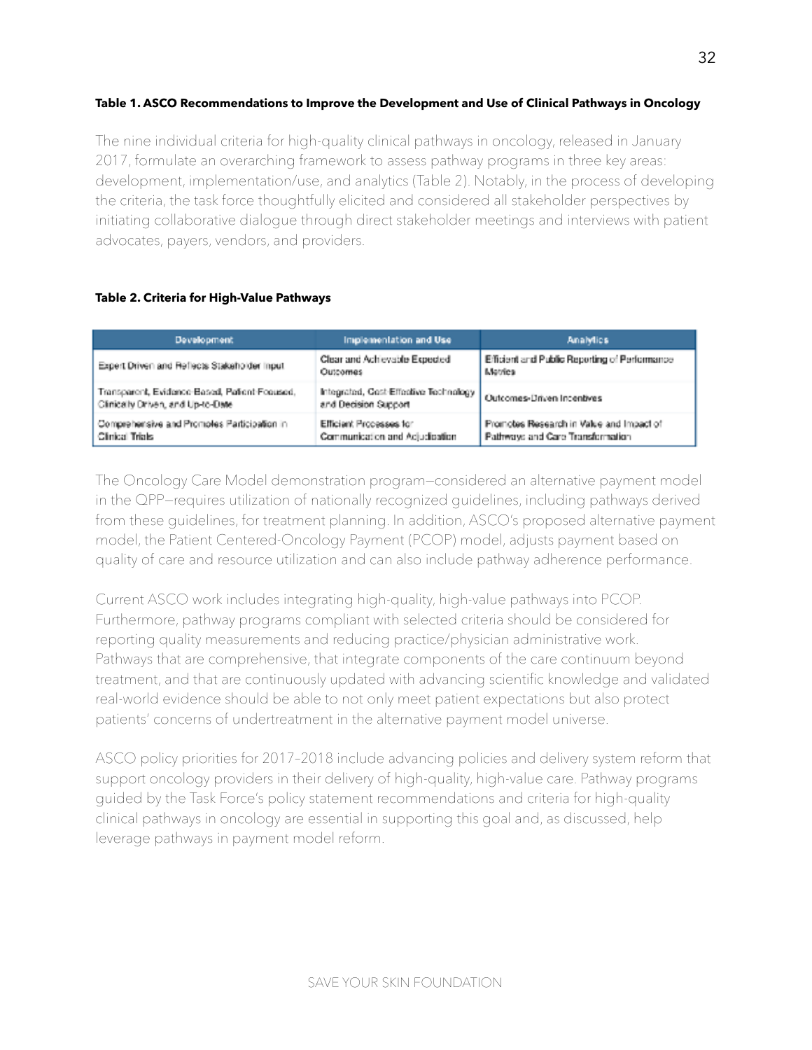**Table 1. ASCO Recommendations to Improve the Development and Use of Clinical Pathways in Oncology**

The nine individual criteria for high-quality clinical pathways in oncology, released in January 2017, formulate an overarching framework to assess pathway programs in three key areas: development, implementation/use, and analytics (Table 2). Notably, in the process of developing the criteria, the task force thoughtfully elicited and considered all stakeholder perspectives by initiating collaborative dialogue through direct stakeholder meetings and interviews with patient advocates, payers, vendors, and providers.

**Table 2. Criteria for High-Value Pathways**

| Development | Implementation and Use | Analytics |
|---|---|---|
| Expert Driven and Reflects Stakeholder Input | Clear and Achievable Expected Outcomes | Efficient and Public Reporting of Performance Metrics |
| Transparent, Evidence Based, Patient Focused, Clinically Driven, and Up-to-Date | Integrated, Cost Effective Technology and Decision Support | Outcomes-Driven Incentives |
| Comprehensive and Promotes Participation in Clinical Trials | Efficient Processes for Communication and Adjudication | Promotes Research in Value and Impact of Pathways and Care Transformation |

The Oncology Care Model demonstration program—considered an alternative payment model in the QPP—requires utilization of nationally recognized guidelines, including pathways derived from these guidelines, for treatment planning. In addition, ASCO's proposed alternative payment model, the Patient Centered-Oncology Payment (PCOP) model, adjusts payment based on quality of care and resource utilization and can also include pathway adherence performance.

Current ASCO work includes integrating high-quality, high-value pathways into PCOP. Furthermore, pathway programs compliant with selected criteria should be considered for reporting quality measurements and reducing practice/physician administrative work. Pathways that are comprehensive, that integrate components of the care continuum beyond treatment, and that are continuously updated with advancing scientific knowledge and validated real-world evidence should be able to not only meet patient expectations but also protect patients' concerns of undertreatment in the alternative payment model universe.

ASCO policy priorities for 2017–2018 include advancing policies and delivery system reform that support oncology providers in their delivery of high-quality, high-value care. Pathway programs guided by the Task Force's policy statement recommendations and criteria for high-quality clinical pathways in oncology are essential in supporting this goal and, as discussed, help leverage pathways in payment model reform.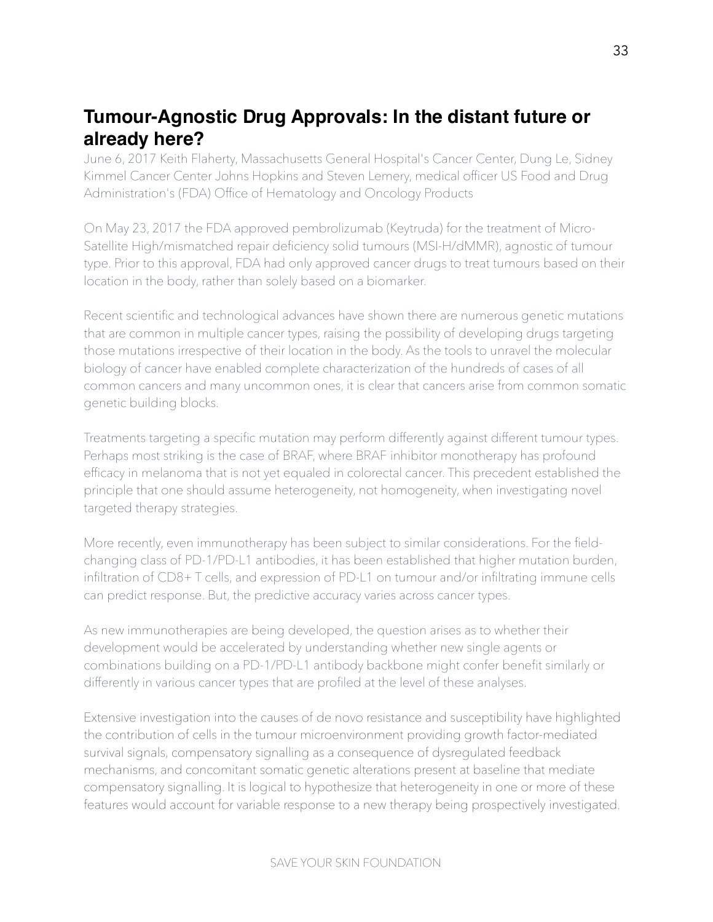## Tumour-Agnostic Drug Approvals: In the distant future or already here?

June 6, 2017 Keith Flaherty, Massachusetts General Hospital's Cancer Center, Dung Le, Sidney Kimmel Cancer Center Johns Hopkins and Steven Lemery, medical officer US Food and Drug Administration's (FDA) Office of Hematology and Oncology Products

On May 23, 2017 the FDA approved pembrolizumab (Keytruda) for the treatment of Micro-Satellite High/mismatched repair deficiency solid tumours (MSI-H/dMMR), agnostic of tumour type. Prior to this approval, FDA had only approved cancer drugs to treat tumours based on their location in the body, rather than solely based on a biomarker.

Recent scientific and technological advances have shown there are numerous genetic mutations that are common in multiple cancer types, raising the possibility of developing drugs targeting those mutations irrespective of their location in the body. As the tools to unravel the molecular biology of cancer have enabled complete characterization of the hundreds of cases of all common cancers and many uncommon ones, it is clear that cancers arise from common somatic genetic building blocks.

Treatments targeting a specific mutation may perform differently against different tumour types. Perhaps most striking is the case of BRAF, where BRAF inhibitor monotherapy has profound efficacy in melanoma that is not yet equaled in colorectal cancer. This precedent established the principle that one should assume heterogeneity, not homogeneity, when investigating novel targeted therapy strategies.

More recently, even immunotherapy has been subject to similar considerations. For the field-changing class of PD-1/PD-L1 antibodies, it has been established that higher mutation burden, infiltration of CD8+ T cells, and expression of PD-L1 on tumour and/or infiltrating immune cells can predict response. But, the predictive accuracy varies across cancer types.

As new immunotherapies are being developed, the question arises as to whether their development would be accelerated by understanding whether new single agents or combinations building on a PD-1/PD-L1 antibody backbone might confer benefit similarly or differently in various cancer types that are profiled at the level of these analyses.

Extensive investigation into the causes of de novo resistance and susceptibility have highlighted the contribution of cells in the tumour microenvironment providing growth factor-mediated survival signals, compensatory signalling as a consequence of dysregulated feedback mechanisms, and concomitant somatic genetic alterations present at baseline that mediate compensatory signalling. It is logical to hypothesize that heterogeneity in one or more of these features would account for variable response to a new therapy being prospectively investigated.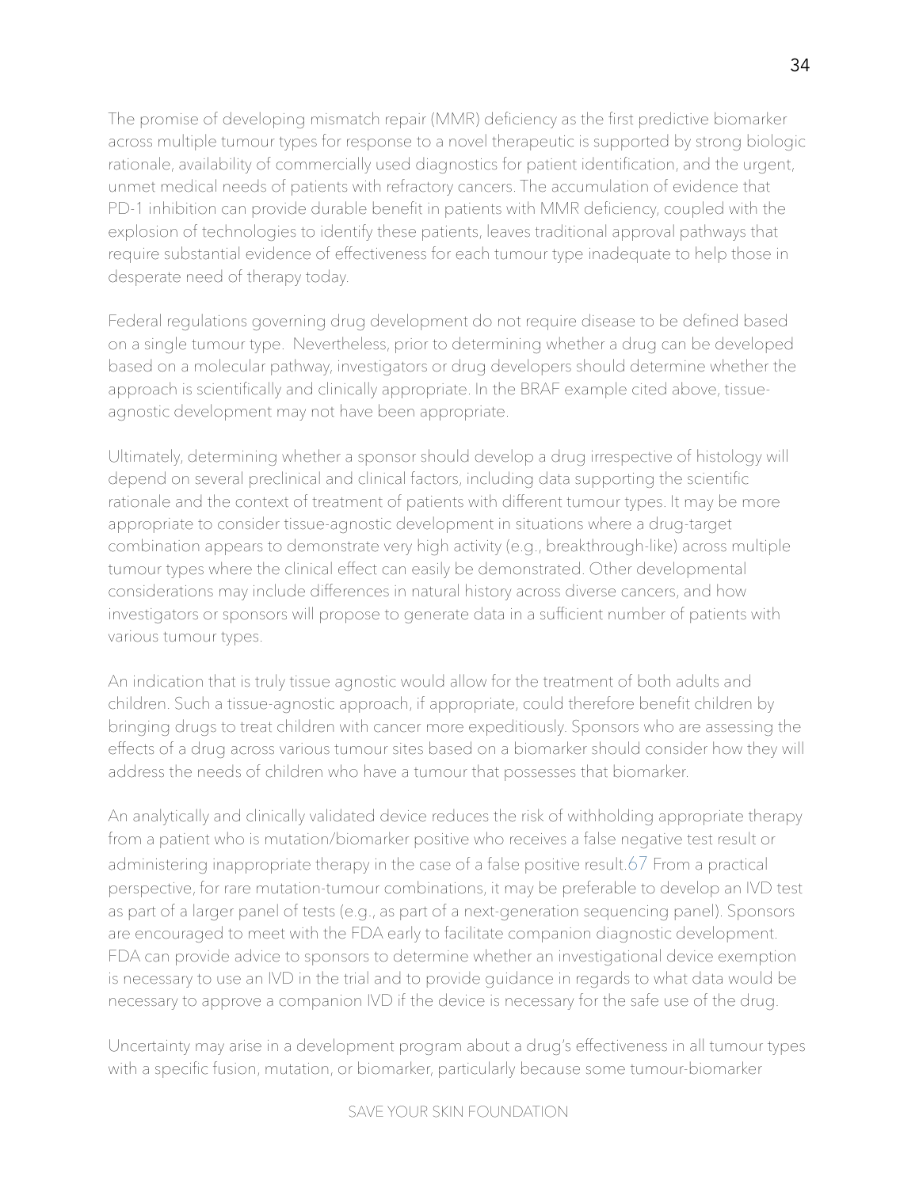The promise of developing mismatch repair (MMR) deficiency as the first predictive biomarker across multiple tumour types for response to a novel therapeutic is supported by strong biologic rationale, availability of commercially used diagnostics for patient identification, and the urgent, unmet medical needs of patients with refractory cancers. The accumulation of evidence that PD-1 inhibition can provide durable benefit in patients with MMR deficiency, coupled with the explosion of technologies to identify these patients, leaves traditional approval pathways that require substantial evidence of effectiveness for each tumour type inadequate to help those in desperate need of therapy today.

Federal regulations governing drug development do not require disease to be defined based on a single tumour type. Nevertheless, prior to determining whether a drug can be developed based on a molecular pathway, investigators or drug developers should determine whether the approach is scientifically and clinically appropriate. In the BRAF example cited above, tissue-agnostic development may not have been appropriate.

Ultimately, determining whether a sponsor should develop a drug irrespective of histology will depend on several preclinical and clinical factors, including data supporting the scientific rationale and the context of treatment of patients with different tumour types. It may be more appropriate to consider tissue-agnostic development in situations where a drug-target combination appears to demonstrate very high activity (e.g., breakthrough-like) across multiple tumour types where the clinical effect can easily be demonstrated. Other developmental considerations may include differences in natural history across diverse cancers, and how investigators or sponsors will propose to generate data in a sufficient number of patients with various tumour types.

An indication that is truly tissue agnostic would allow for the treatment of both adults and children. Such a tissue-agnostic approach, if appropriate, could therefore benefit children by bringing drugs to treat children with cancer more expeditiously. Sponsors who are assessing the effects of a drug across various tumour sites based on a biomarker should consider how they will address the needs of children who have a tumour that possesses that biomarker.

An analytically and clinically validated device reduces the risk of withholding appropriate therapy from a patient who is mutation/biomarker positive who receives a false negative test result or administering inappropriate therapy in the case of a false positive result.[67] From a practical perspective, for rare mutation-tumour combinations, it may be preferable to develop an IVD test as part of a larger panel of tests (e.g., as part of a next-generation sequencing panel). Sponsors are encouraged to meet with the FDA early to facilitate companion diagnostic development. FDA can provide advice to sponsors to determine whether an investigational device exemption is necessary to use an IVD in the trial and to provide guidance in regards to what data would be necessary to approve a companion IVD if the device is necessary for the safe use of the drug.

Uncertainty may arise in a development program about a drug's effectiveness in all tumour types with a specific fusion, mutation, or biomarker, particularly because some tumour-biomarker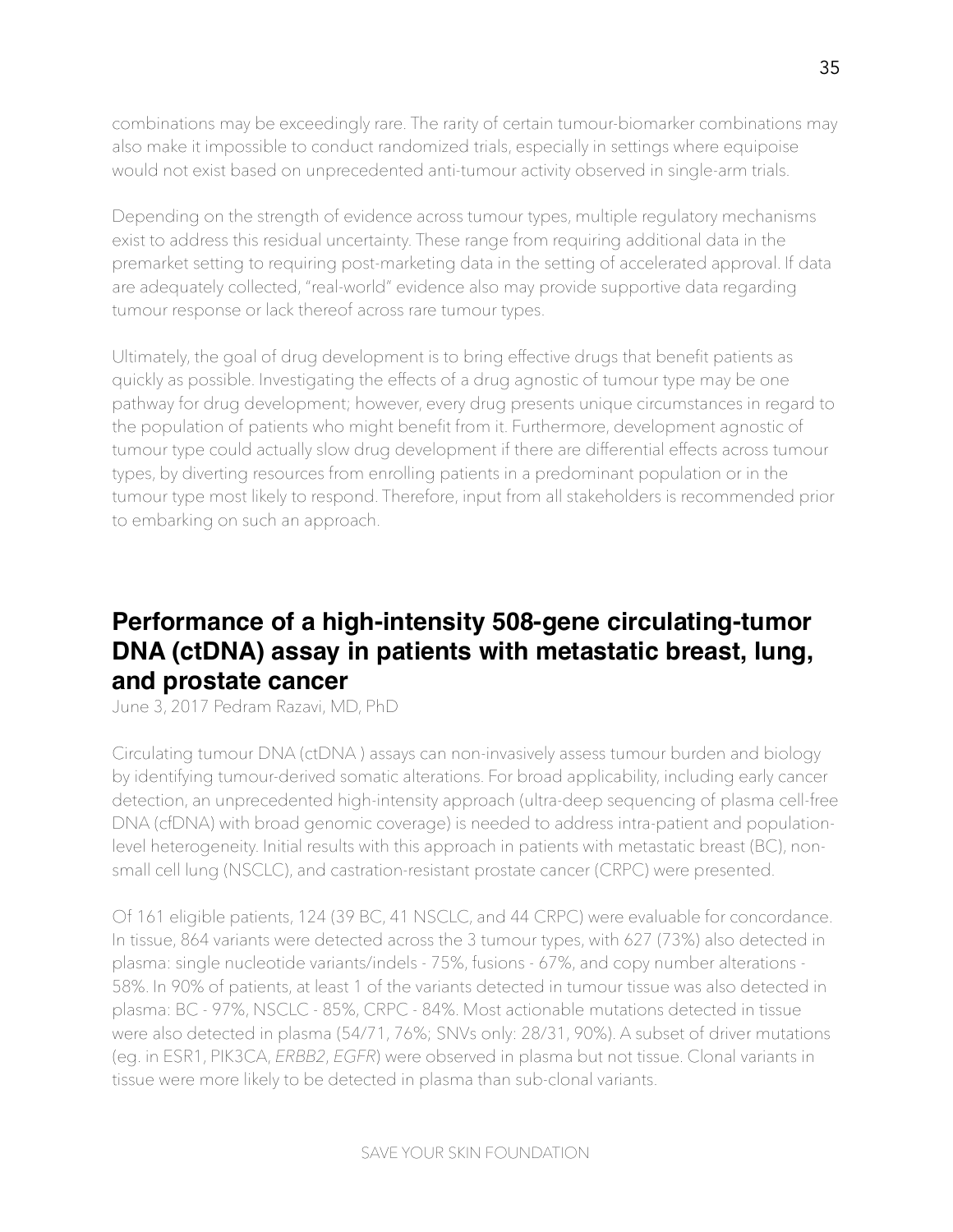combinations may be exceedingly rare. The rarity of certain tumour-biomarker combinations may also make it impossible to conduct randomized trials, especially in settings where equipoise would not exist based on unprecedented anti-tumour activity observed in single-arm trials.

Depending on the strength of evidence across tumour types, multiple regulatory mechanisms exist to address this residual uncertainty. These range from requiring additional data in the premarket setting to requiring post-marketing data in the setting of accelerated approval. If data are adequately collected, "real-world" evidence also may provide supportive data regarding tumour response or lack thereof across rare tumour types.

Ultimately, the goal of drug development is to bring effective drugs that benefit patients as quickly as possible. Investigating the effects of a drug agnostic of tumour type may be one pathway for drug development; however, every drug presents unique circumstances in regard to the population of patients who might benefit from it. Furthermore, development agnostic of tumour type could actually slow drug development if there are differential effects across tumour types, by diverting resources from enrolling patients in a predominant population or in the tumour type most likely to respond. Therefore, input from all stakeholders is recommended prior to embarking on such an approach.

## Performance of a high-intensity 508-gene circulating-tumor DNA (ctDNA) assay in patients with metastatic breast, lung, and prostate cancer

June 3, 2017 Pedram Razavi, MD, PhD

Circulating tumour DNA (ctDNA ) assays can non-invasively assess tumour burden and biology by identifying tumour-derived somatic alterations. For broad applicability, including early cancer detection, an unprecedented high-intensity approach (ultra-deep sequencing of plasma cell-free DNA (cfDNA) with broad genomic coverage) is needed to address intra-patient and population-level heterogeneity. Initial results with this approach in patients with metastatic breast (BC), non-small cell lung (NSCLC), and castration-resistant prostate cancer (CRPC) were presented.

Of 161 eligible patients, 124 (39 BC, 41 NSCLC, and 44 CRPC) were evaluable for concordance. In tissue, 864 variants were detected across the 3 tumour types, with 627 (73%) also detected in plasma: single nucleotide variants/indels - 75%, fusions - 67%, and copy number alterations - 58%. In 90% of patients, at least 1 of the variants detected in tumour tissue was also detected in plasma: BC - 97%, NSCLC - 85%, CRPC - 84%. Most actionable mutations detected in tissue were also detected in plasma (54/71, 76%; SNVs only: 28/31, 90%). A subset of driver mutations (eg. in ESR1, PIK3CA, *ERBB2*, *EGFR*) were observed in plasma but not tissue. Clonal variants in tissue were more likely to be detected in plasma than sub-clonal variants.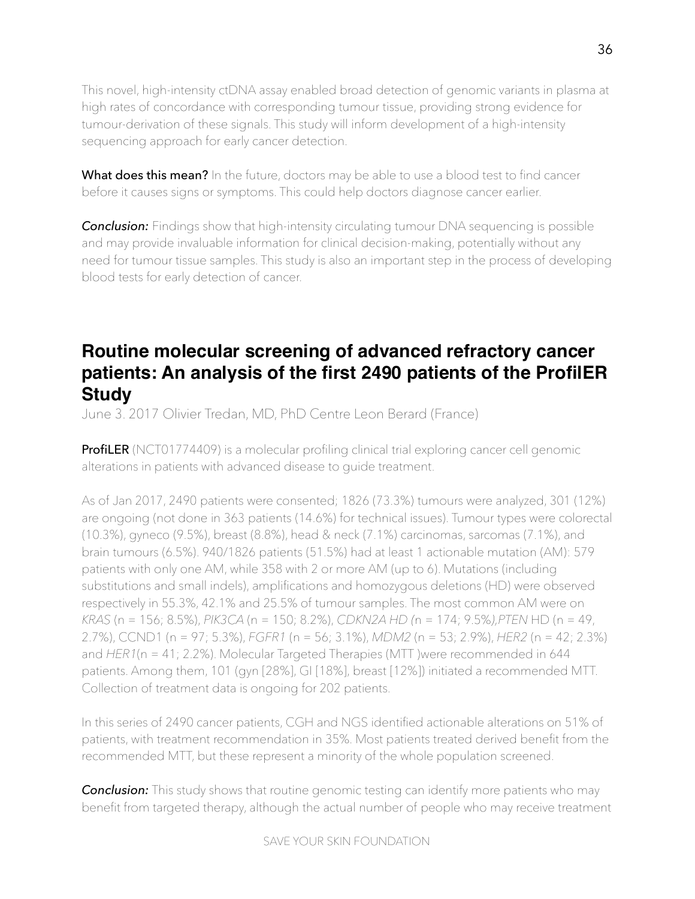This novel, high-intensity ctDNA assay enabled broad detection of genomic variants in plasma at high rates of concordance with corresponding tumour tissue, providing strong evidence for tumour-derivation of these signals. This study will inform development of a high-intensity sequencing approach for early cancer detection.

**What does this mean?** In the future, doctors may be able to use a blood test to find cancer before it causes signs or symptoms. This could help doctors diagnose cancer earlier.

***Conclusion:*** Findings show that high-intensity circulating tumour DNA sequencing is possible and may provide invaluable information for clinical decision-making, potentially without any need for tumour tissue samples. This study is also an important step in the process of developing blood tests for early detection of cancer.

## Routine molecular screening of advanced refractory cancer patients: An analysis of the first 2490 patients of the ProfilER Study

June 3. 2017 Olivier Tredan, MD, PhD Centre Leon Berard (France)

**ProfiLER** (NCT01774409) is a molecular profiling clinical trial exploring cancer cell genomic alterations in patients with advanced disease to guide treatment.

As of Jan 2017, 2490 patients were consented; 1826 (73.3%) tumours were analyzed, 301 (12%) are ongoing (not done in 363 patients (14.6%) for technical issues). Tumour types were colorectal (10.3%), gyneco (9.5%), breast (8.8%), head & neck (7.1%) carcinomas, sarcomas (7.1%), and brain tumours (6.5%). 940/1826 patients (51.5%) had at least 1 actionable mutation (AM): 579 patients with only one AM, while 358 with 2 or more AM (up to 6). Mutations (including substitutions and small indels), amplifications and homozygous deletions (HD) were observed respectively in 55.3%, 42.1% and 25.5% of tumour samples. The most common AM were on *KRAS* (n = 156; 8.5%), *PIK3CA* (n = 150; 8.2%), *CDKN2A HD (*n = 174; 9.5%*),PTEN* HD (n = 49, 2.7%), CCND1 (n = 97; 5.3%), *FGFR1* (n = 56; 3.1%), *MDM2* (n = 53; 2.9%), *HER2* (n = 42; 2.3%) and *HER1*(n = 41; 2.2%). Molecular Targeted Therapies (MTT )were recommended in 644 patients. Among them, 101 (gyn [28%], GI [18%], breast [12%]) initiated a recommended MTT. Collection of treatment data is ongoing for 202 patients.

In this series of 2490 cancer patients, CGH and NGS identified actionable alterations on 51% of patients, with treatment recommendation in 35%. Most patients treated derived benefit from the recommended MTT, but these represent a minority of the whole population screened.

***Conclusion:*** This study shows that routine genomic testing can identify more patients who may benefit from targeted therapy, although the actual number of people who may receive treatment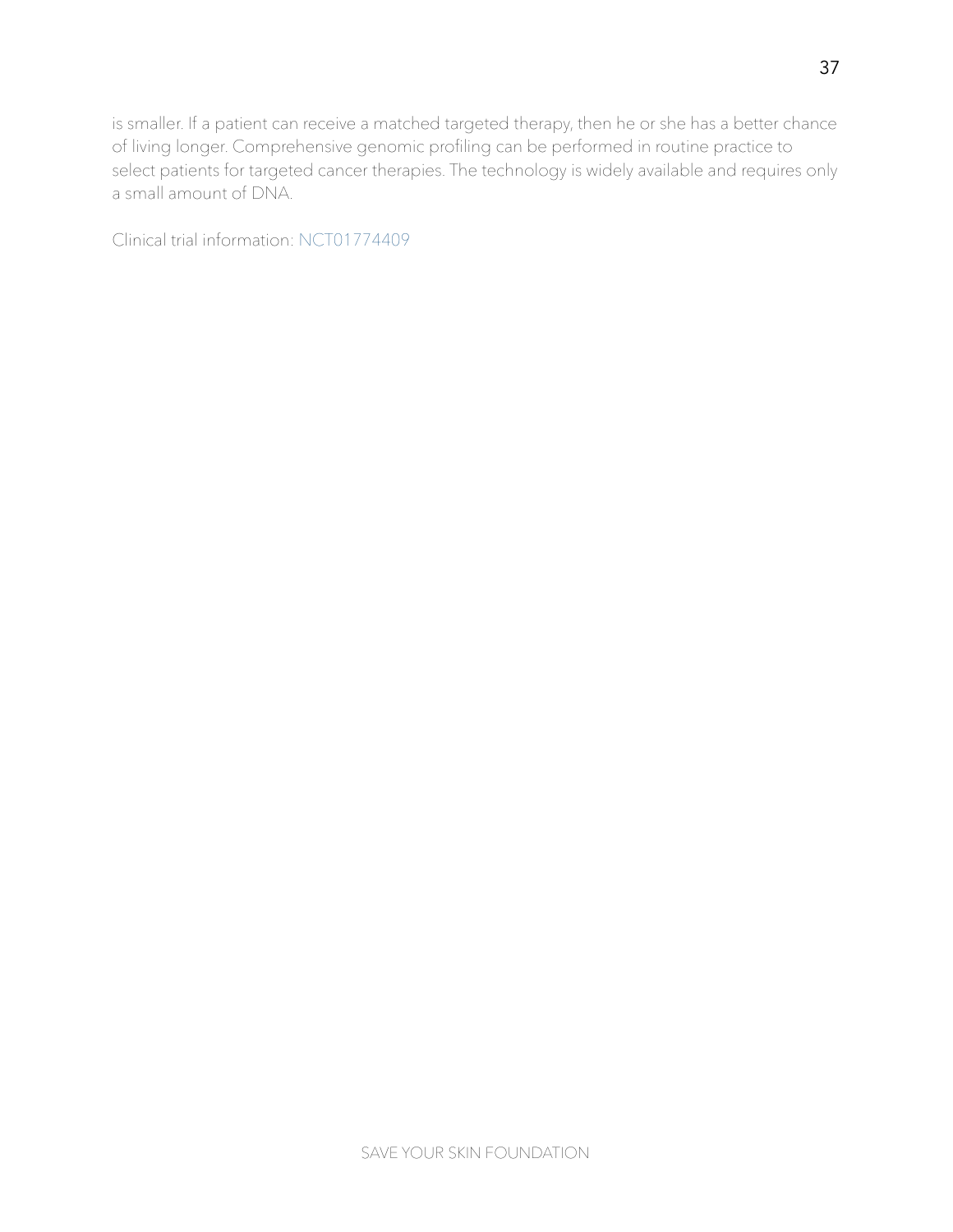is smaller. If a patient can receive a matched targeted therapy, then he or she has a better chance of living longer. Comprehensive genomic profiling can be performed in routine practice to select patients for targeted cancer therapies. The technology is widely available and requires only a small amount of DNA.

Clinical trial information: NCT01774409